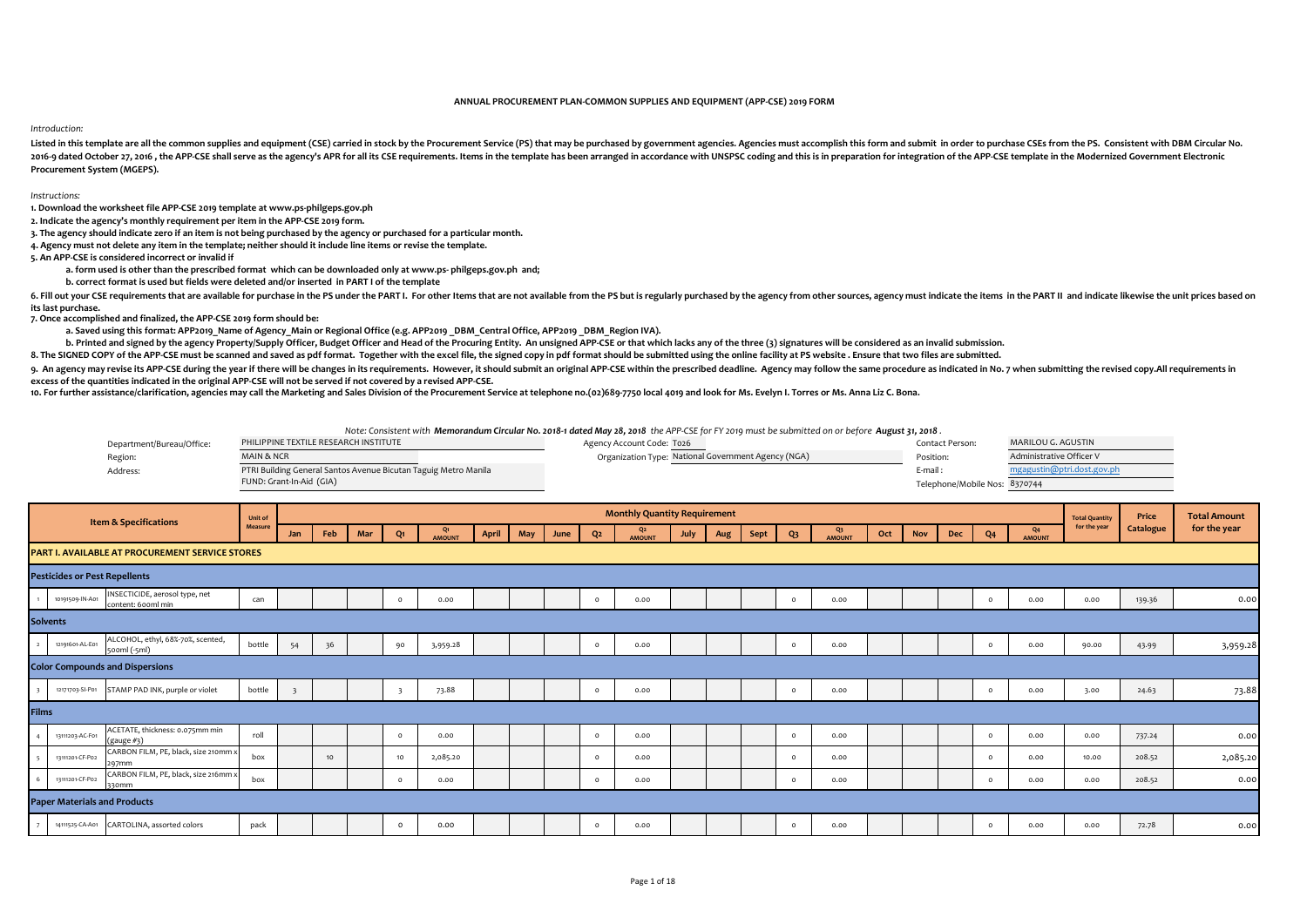**ANNUAL PROCUREMENT PLAN-COMMON SUPPLIES AND EQUIPMENT (APP-CSE) 2019 FORM**

*Introduction:*

Listed in this template are all the common supplies and equipment (CSE) carried in stock by the Procurement Service (PS) that may be purchased by government agencies. Agencies must accomplish this form and submit in order to purchase CSEs from the PS. Consistent with DBM Circular No. 2016-9 dated October 27, 2016 , the APP-CSE shall serve as the agency's APR for all its CSE requirements. Items in the template has been arranged in accordance with UNSPSC coding and this is in preparation for integration of the APP-CSE template in the Modernized Government Electronic Procurement System (MGEPS).

*Instructions:*

**1. Download the worksheet file APP-CSE 2019 template at www.ps-philgeps.gov.ph**

**2. Indicate the agency's monthly requirement per item in the APP-CSE 2019 form.**

**3. The agency should indicate zero if an item is not being purchased by the agency or purchased for a particular month.**

**4. Agency must not delete any item in the template; neither should it include line items or revise the template.**

**5. An APP-CSE is considered incorrect or invalid if**

**a. form used is other than the prescribed format which can be downloaded only at www.ps- philgeps.gov.ph and;**

**b. correct format is used but fields were deleted and/or inserted in PART I of the template**

**6. Fill out your CSE requirements that are available for purchase in the PS under the PART I. For other Items that are not available from the PS but is regularly purchased by the agency from other sources, agency must indicate the items in the PART II and indicate likewise the unit prices based on its last purchase.**

**7. Once accomplished and finalized, the APP-CSE 2019 form should be:**

**a. Saved using this format: APP2019_Name of Agency_Main or Regional Office (e.g. APP2019 _DBM_Central Office, APP2019 _DBM_Region IVA).**

**b. Printed and signed by the agency Property/Supply Officer, Budget Officer and Head of the Procuring Entity. An unsigned APP-CSE or that which lacks any of the three (3) signatures will be considered as an invalid submission.**

**8. The SIGNED COPY of the APP-CSE must be scanned and saved as pdf format. Together with the excel file, the signed copy in pdf format should be submitted using the online facility at PS website . Ensure that two files are submitted.**

**9. An agency may revise its APP-CSE during the year if there will be changes in its requirements. However, it should submit an original APP-CSE within the prescribed deadline. Agency may follow the same procedure as indicated in No. 7 when submitting the revised copy.All requirements in excess of the quantities indicated in the original APP-CSE will not be served if not covered by a revised APP-CSE.**

**10. For further assistance/clarification, agencies may call the Marketing and Sales Division of the Procurement Service at telephone no.(02)689-7750 local 4019 and look for Ms. Evelyn I. Torres or Ms. Anna Liz C. Bona.**

*Note: Consistent with **Memorandum Circular No. 2018-1 dated May 28, 2018** the APP-CSE for FY 2019 must be submitted on or before **August 31, 2018** .*

| | | | | | |
|---|---|---|---|---|---|
| Department/Bureau/Office: | PHILIPPINE TEXTILE RESEARCH INSTITUTE | Agency Account Code: | T026 | Contact Person: | MARILOU G. AGUSTIN |
| Region: | MAIN & NCR | Organization Type: | National Government Agency (NGA) | Position: | Administrative Officer V |
| Address: | PTRI Building General Santos Avenue Bicutan Taguig Metro Manila | | | E-mail : | mgagustin@ptri.dost.gov.ph |
| | FUND: Grant-In-Aid (GIA) | | | Telephone/Mobile Nos: | 8370744 |

| | Item & Specifications | | Unit of Measure | Monthly Quantity Requirement | | | | | | | | | | | | | | | | | | | | | | Total Quantity for the year | Price Catalogue | Total Amount for the year |
|---|---|---|---|---|---|---|---|---|---|---|---|---|---|---|---|---|---|---|---|---|---|---|---|---|---|---|---|---|
| | | | | Jan | Feb | Mar | Q1 | Q1 AMOUNT | April | May | June | Q2 | Q2 AMOUNT | July | Aug | Sept | Q3 | Q3 AMOUNT | Oct | Nov | Dec | Q4 | Q4 AMOUNT | | | |
| **PART I. AVAILABLE AT PROCUREMENT SERVICE STORES** | | | | | | | | | | | | | | | | | | | | | | | | | | |
| **Pesticides or Pest Repellents** | | | | | | | | | | | | | | | | | | | | | | | | | | |
| 1 | 10191509-IN-A01 | INSECTICIDE, aerosol type, net content: 600ml min | can | | | | 0 | 0.00 | | | | 0 | 0.00 | | | | 0 | 0.00 | | | | 0 | 0.00 | 0.00 | 139.36 | 0.00 |
| **Solvents** | | | | | | | | | | | | | | | | | | | | | | | | | | |
| 2 | 12191601-AL-E01 | ALCOHOL, ethyl, 68%-70%, scented, 500ml (-5ml) | bottle | 54 | 36 | | 90 | 3,959.28 | | | | 0 | 0.00 | | | | 0 | 0.00 | | | | 0 | 0.00 | 90.00 | 43.99 | 3,959.28 |
| **Color Compounds and Dispersions** | | | | | | | | | | | | | | | | | | | | | | | | | | |
| 3 | 12171703-SI-P01 | STAMP PAD INK, purple or violet | bottle | 3 | | | 3 | 73.88 | | | | 0 | 0.00 | | | | 0 | 0.00 | | | | 0 | 0.00 | 3.00 | 24.63 | 73.88 |
| **Films** | | | | | | | | | | | | | | | | | | | | | | | | | | |
| 4 | 13111203-AC-F01 | ACETATE, thickness: 0.075mm min (gauge #3) | roll | | | | 0 | 0.00 | | | | 0 | 0.00 | | | | 0 | 0.00 | | | | 0 | 0.00 | 0.00 | 737.24 | 0.00 |
| 5 | 13111201-CF-P02 | CARBON FILM, PE, black, size 210mm x 297mm | box | | 10 | | 10 | 2,085.20 | | | | 0 | 0.00 | | | | 0 | 0.00 | | | | 0 | 0.00 | 10.00 | 208.52 | 2,085.20 |
| 6 | 13111201-CF-P02 | CARBON FILM, PE, black, size 216mm x 330mm | box | | | | 0 | 0.00 | | | | 0 | 0.00 | | | | 0 | 0.00 | | | | 0 | 0.00 | 0.00 | 208.52 | 0.00 |
| **Paper Materials and Products** | | | | | | | | | | | | | | | | | | | | | | | | | | |
| 7 | 14111525-CA-A01 | CARTOLINA, assorted colors | pack | | | | 0 | 0.00 | | | | 0 | 0.00 | | | | 0 | 0.00 | | | | 0 | 0.00 | 0.00 | 72.78 | 0.00 |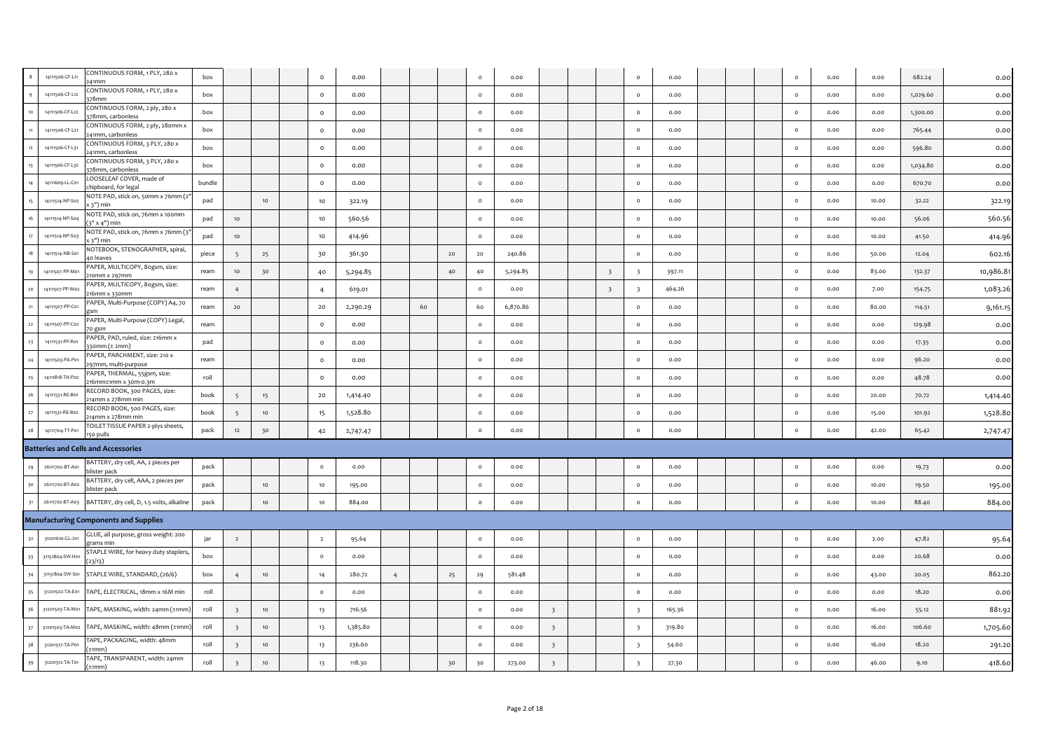| | | | | | | | | | | | | | | | | | | | | | | | | | | |
|---|---|---|---|---|---|---|---|---|---|---|---|---|---|---|---|---|---|---|---|---|---|---|---|---|---|---|
| 8 | 14111506-CF-L11 | CONTINUOUS FORM, 1 PLY, 280 x 241mm | box | | | | 0 | 0.00 | | | | 0 | 0.00 | | | | 0 | 0.00 | | | | 0 | 0.00 | 0.00 | 682.24 | 0.00 |
| 9 | 14111506-CF-L12 | CONTINUOUS FORM, 1 PLY, 280 x 378mm | box | | | | 0 | 0.00 | | | | 0 | 0.00 | | | | 0 | 0.00 | | | | 0 | 0.00 | 0.00 | 1,029.60 | 0.00 |
| 10 | 14111506-CF-L22 | CONTINUOUS FORM, 2 ply, 280 x 378mm, carbonless | box | | | | 0 | 0.00 | | | | 0 | 0.00 | | | | 0 | 0.00 | | | | 0 | 0.00 | 0.00 | 1,300.00 | 0.00 |
| 11 | 14111506-CF-L21 | CONTINUOUS FORM, 2 ply, 280mm x 241mm, carbonless | box | | | | 0 | 0.00 | | | | 0 | 0.00 | | | | 0 | 0.00 | | | | 0 | 0.00 | 0.00 | 765.44 | 0.00 |
| 12 | 14111506-CF-L31 | CONTINUOUS FORM, 3 PLY, 280 x 241mm, carbonless | box | | | | 0 | 0.00 | | | | 0 | 0.00 | | | | 0 | 0.00 | | | | 0 | 0.00 | 0.00 | 596.80 | 0.00 |
| 13 | 14111506-CF-L32 | CONTINUOUS FORM, 3 PLY, 280 x 378mm, carbonless | box | | | | 0 | 0.00 | | | | 0 | 0.00 | | | | 0 | 0.00 | | | | 0 | 0.00 | 0.00 | 1,034.80 | 0.00 |
| 14 | 14111609-LL-C01 | LOOSELEAF COVER, made of chipboard, for legal | bundle | | | | 0 | 0.00 | | | | 0 | 0.00 | | | | 0 | 0.00 | | | | 0 | 0.00 | 0.00 | 670.70 | 0.00 |
| 15 | 14111514-NP-S02 | NOTE PAD, stick on, 50mm x 76mm (2" x 3") min | pad | | 10 | | 10 | 322.19 | | | | 0 | 0.00 | | | | 0 | 0.00 | | | | 0 | 0.00 | 10.00 | 32.22 | 322.19 |
| 16 | 14111514-NP-S04 | NOTE PAD, stick on, 76mm x 100mm (3" x 4") min | pad | 10 | | | 10 | 560.56 | | | | 0 | 0.00 | | | | 0 | 0.00 | | | | 0 | 0.00 | 10.00 | 56.06 | 560.56 |
| 17 | 14111514-NP-S03 | NOTE PAD, stick on, 76mm x 76mm (3" x 3") min | pad | 10 | | | 10 | 414.96 | | | | 0 | 0.00 | | | | 0 | 0.00 | | | | 0 | 0.00 | 10.00 | 41.50 | 414.96 |
| 18 | 14111514-NB-S01 | NOTEBOOK, STENOGRAPHER, spiral, 40 leaves | piece | 5 | 25 | | 30 | 361.30 | | | 20 | 20 | 240.86 | | | | 0 | 0.00 | | | | 0 | 0.00 | 50.00 | 12.04 | 602.16 |
| 19 | 14111507-PP-M01 | PAPER, MULTICOPY, 80gsm, size: 210mm x 297mm | ream | 10 | 30 | | 40 | 5,294.85 | | | 40 | 40 | 5,294.85 | | | 3 | 3 | 397.11 | | | | 0 | 0.00 | 83.00 | 132.37 | 10,986.81 |
| 20 | 14111507-PP-M02 | PAPER, MULTICOPY, 80gsm, size: 216mm x 330mm | ream | 4 | | | 4 | 619.01 | | | | 0 | 0.00 | | | 3 | 3 | 464.26 | | | | 0 | 0.00 | 7.00 | 154.75 | 1,083.26 |
| 21 | 14111507-PP-C01 | PAPER, Multi-Purpose (COPY) A4, 70 gsm | ream | 20 | | | 20 | 2,290.29 | | 60 | | 60 | 6,870.86 | | | | 0 | 0.00 | | | | 0 | 0.00 | 80.00 | 114.51 | 9,161.15 |
| 22 | 14111507-PP-C02 | PAPER, Multi-Purpose (COPY) Legal, 70 gsm | ream | | | | 0 | 0.00 | | | | 0 | 0.00 | | | | 0 | 0.00 | | | | 0 | 0.00 | 0.00 | 129.98 | 0.00 |
| 23 | 14111531-PP-R01 | PAPER, PAD, ruled, size: 216mm x 330mm (± 2mm) | pad | | | | 0 | 0.00 | | | | 0 | 0.00 | | | | 0 | 0.00 | | | | 0 | 0.00 | 0.00 | 17.35 | 0.00 |
| 24 | 14111503-PA-P01 | PAPER, PARCHMENT, size: 210 x 297mm, multi-purpose | ream | | | | 0 | 0.00 | | | | 0 | 0.00 | | | | 0 | 0.00 | | | | 0 | 0.00 | 0.00 | 96.20 | 0.00 |
| 25 | 14111818-TH-P02 | PAPER, THERMAL, 55gsm, size: 216mm±1mm x 30m-0.3m | roll | | | | 0 | 0.00 | | | | 0 | 0.00 | | | | 0 | 0.00 | | | | 0 | 0.00 | 0.00 | 48.78 | 0.00 |
| 26 | 14111531-RE-B01 | RECORD BOOK, 300 PAGES, size: 214mm x 278mm min | book | 5 | 15 | | 20 | 1,414.40 | | | | 0 | 0.00 | | | | 0 | 0.00 | | | | 0 | 0.00 | 20.00 | 70.72 | 1,414.40 |
| 27 | 14111531-RE-B02 | RECORD BOOK, 500 PAGES, size: 214mm x 278mm min | book | 5 | 10 | | 15 | 1,528.80 | | | | 0 | 0.00 | | | | 0 | 0.00 | | | | 0 | 0.00 | 15.00 | 101.92 | 1,528.80 |
| 28 | 14111704-TT-P01 | TOILET TISSUE PAPER 2-plys sheets, 150 pulls | pack | 12 | 30 | | 42 | 2,747.47 | | | | 0 | 0.00 | | | | 0 | 0.00 | | | | 0 | 0.00 | 42.00 | 65.42 | 2,747.47 |
| **Batteries and Cells and Accessories** | | | | | | | | | | | | | | | | | | | | | | | | | | |
| 29 | 26111702-BT-A01 | BATTERY, dry cell, AA, 2 pieces per blister pack | pack | | | | 0 | 0.00 | | | | 0 | 0.00 | | | | 0 | 0.00 | | | | 0 | 0.00 | 0.00 | 19.73 | 0.00 |
| 30 | 26111702-BT-A02 | BATTERY, dry cell, AAA, 2 pieces per blister pack | pack | | 10 | | 10 | 195.00 | | | | 0 | 0.00 | | | | 0 | 0.00 | | | | 0 | 0.00 | 10.00 | 19.50 | 195.00 |
| 31 | 26111702-BT-A03 | BATTERY, dry cell, D, 1.5 volts, alkaline | pack | | 10 | | 10 | 884.00 | | | | 0 | 0.00 | | | | 0 | 0.00 | | | | 0 | 0.00 | 10.00 | 88.40 | 884.00 |
| **Manufacturing Components and Supplies** | | | | | | | | | | | | | | | | | | | | | | | | | | |
| 32 | 31201610-GL-J01 | GLUE, all purpose, gross weight: 200 grams min | jar | 2 | | | 2 | 95.64 | | | | 0 | 0.00 | | | | 0 | 0.00 | | | | 0 | 0.00 | 2.00 | 47.82 | 95.64 |
| 33 | 31151804-SW-H01 | STAPLE WIRE, for heavy duty staplers, (23/13) | box | | | | 0 | 0.00 | | | | 0 | 0.00 | | | | 0 | 0.00 | | | | 0 | 0.00 | 0.00 | 20.68 | 0.00 |
| 34 | 31151804-SW-S01 | STAPLE WIRE, STANDARD, (26/6) | box | 4 | 10 | | 14 | 280.72 | 4 | | 25 | 29 | 581.48 | | | | 0 | 0.00 | | | | 0 | 0.00 | 43.00 | 20.05 | 862.20 |
| 35 | 31201502-TA-E01 | TAPE, ELECTRICAL, 18mm x 16M min | roll | | | | 0 | 0.00 | | | | 0 | 0.00 | | | | 0 | 0.00 | | | | 0 | 0.00 | 0.00 | 18.20 | 0.00 |
| 36 | 31201503-TA-M01 | TAPE, MASKING, width: 24mm (±1mm) | roll | 3 | 10 | | 13 | 716.56 | | | | 0 | 0.00 | 3 | | | 3 | 165.36 | | | | 0 | 0.00 | 16.00 | 55.12 | 881.92 |
| 37 | 31201503-TA-M02 | TAPE, MASKING, width: 48mm (±1mm) | roll | 3 | 10 | | 13 | 1,385.80 | | | | 0 | 0.00 | 3 | | | 3 | 319.80 | | | | 0 | 0.00 | 16.00 | 106.60 | 1,705.60 |
| 38 | 31201517-TA-P01 | TAPE, PACKAGING, width: 48mm (±1mm) | roll | 3 | 10 | | 13 | 236.60 | | | | 0 | 0.00 | 3 | | | 3 | 54.60 | | | | 0 | 0.00 | 16.00 | 18.20 | 291.20 |
| 39 | 31201512-TA-T01 | TAPE, TRANSPARENT, width: 24mm (±1mm) | roll | 3 | 10 | | 13 | 118.30 | | | 30 | 30 | 273.00 | 3 | | | 3 | 27.30 | | | | 0 | 0.00 | 46.00 | 9.10 | 418.60 |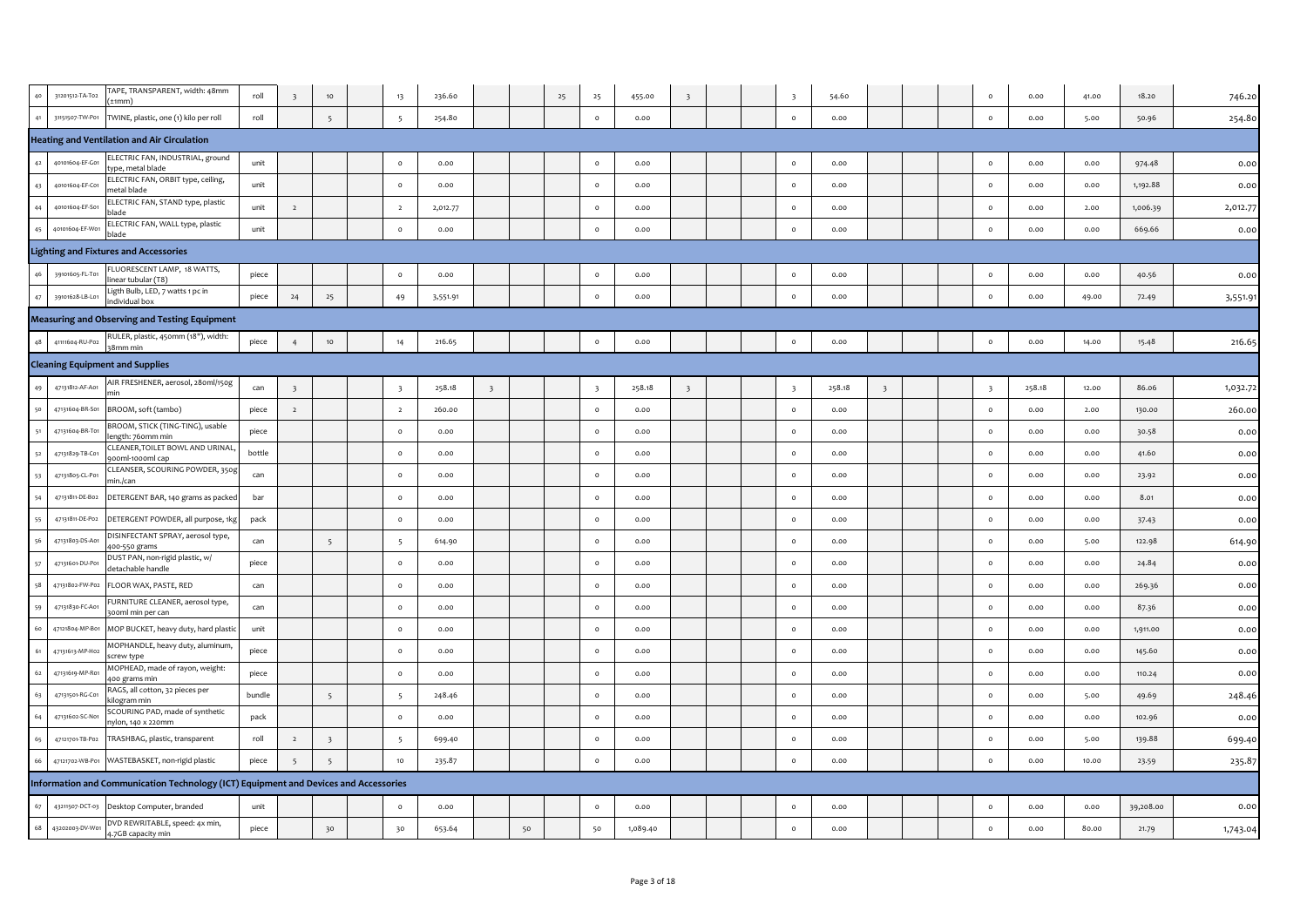| | | | | | | | | | | | | | | | | | | | | | | | | | | |
|---|---|---|---|---|---|---|---|---|---|---|---|---|---|---|---|---|---|---|---|---|---|---|---|---|---|---|
| 40 | 31201512-TA-T02 | TAPE, TRANSPARENT, width: 48mm (±1mm) | roll | 3 | 10 | | 13 | 236.60 | | | 25 | 25 | 455.00 | 3 | | | 3 | 54.60 | | | | 0 | 0.00 | 41.00 | 18.20 | 746.20 |
| 41 | 31151507-TW-P01 | TWINE, plastic, one (1) kilo per roll | roll | | 5 | | 5 | 254.80 | | | | 0 | 0.00 | | | | 0 | 0.00 | | | | 0 | 0.00 | 5.00 | 50.96 | 254.80 |
| **Heating and Ventilation and Air Circulation** | | | | | | | | | | | | | | | | | | | | | | | | | | |
| 42 | 40101604-EF-G01 | ELECTRIC FAN, INDUSTRIAL, ground type, metal blade | unit | | | | 0 | 0.00 | | | | 0 | 0.00 | | | | 0 | 0.00 | | | | 0 | 0.00 | 0.00 | 974.48 | 0.00 |
| 43 | 40101604-EF-C01 | ELECTRIC FAN, ORBIT type, ceiling, metal blade | unit | | | | 0 | 0.00 | | | | 0 | 0.00 | | | | 0 | 0.00 | | | | 0 | 0.00 | 0.00 | 1,192.88 | 0.00 |
| 44 | 40101604-EF-S01 | ELECTRIC FAN, STAND type, plastic blade | unit | 2 | | | 2 | 2,012.77 | | | | 0 | 0.00 | | | | 0 | 0.00 | | | | 0 | 0.00 | 2.00 | 1,006.39 | 2,012.77 |
| 45 | 40101604-EF-W01 | ELECTRIC FAN, WALL type, plastic blade | unit | | | | 0 | 0.00 | | | | 0 | 0.00 | | | | 0 | 0.00 | | | | 0 | 0.00 | 0.00 | 669.66 | 0.00 |
| **Lighting and Fixtures and Accessories** | | | | | | | | | | | | | | | | | | | | | | | | | | |
| 46 | 39101605-FL-T01 | FLUORESCENT LAMP, 18 WATTS, linear tubular (T8) | piece | | | | 0 | 0.00 | | | | 0 | 0.00 | | | | 0 | 0.00 | | | | 0 | 0.00 | 0.00 | 40.56 | 0.00 |
| 47 | 39101628-LB-L01 | Ligth Bulb, LED, 7 watts 1 pc in individual box | piece | 24 | 25 | | 49 | 3,551.91 | | | | 0 | 0.00 | | | | 0 | 0.00 | | | | 0 | 0.00 | 49.00 | 72.49 | 3,551.91 |
| **Measuring and Observing and Testing Equipment** | | | | | | | | | | | | | | | | | | | | | | | | | | |
| 48 | 41111604-RU-P02 | RULER, plastic, 450mm (18"), width: 38mm min | piece | 4 | 10 | | 14 | 216.65 | | | | 0 | 0.00 | | | | 0 | 0.00 | | | | 0 | 0.00 | 14.00 | 15.48 | 216.65 |
| **Cleaning Equipment and Supplies** | | | | | | | | | | | | | | | | | | | | | | | | | | |
| 49 | 47131812-AF-A01 | AIR FRESHENER, aerosol, 280ml/150g min | can | 3 | | | 3 | 258.18 | 3 | | | 3 | 258.18 | 3 | | | 3 | 258.18 | 3 | | | 3 | 258.18 | 12.00 | 86.06 | 1,032.72 |
| 50 | 47131604-BR-S01 | BROOM, soft (tambo) | piece | 2 | | | 2 | 260.00 | | | | 0 | 0.00 | | | | 0 | 0.00 | | | | 0 | 0.00 | 2.00 | 130.00 | 260.00 |
| 51 | 47131604-BR-T01 | BROOM, STICK (TING-TING), usable length: 760mm min | piece | | | | 0 | 0.00 | | | | 0 | 0.00 | | | | 0 | 0.00 | | | | 0 | 0.00 | 0.00 | 30.58 | 0.00 |
| 52 | 47131829-TB-C01 | CLEANER,TOILET BOWL AND URINAL, 900ml-1000ml cap | bottle | | | | 0 | 0.00 | | | | 0 | 0.00 | | | | 0 | 0.00 | | | | 0 | 0.00 | 0.00 | 41.60 | 0.00 |
| 53 | 47131805-CL-P01 | CLEANSER, SCOURING POWDER, 350g min./can | can | | | | 0 | 0.00 | | | | 0 | 0.00 | | | | 0 | 0.00 | | | | 0 | 0.00 | 0.00 | 23.92 | 0.00 |
| 54 | 47131811-DE-B02 | DETERGENT BAR, 140 grams as packed | bar | | | | 0 | 0.00 | | | | 0 | 0.00 | | | | 0 | 0.00 | | | | 0 | 0.00 | 0.00 | 8.01 | 0.00 |
| 55 | 47131811-DE-P02 | DETERGENT POWDER, all purpose, 1kg | pack | | | | 0 | 0.00 | | | | 0 | 0.00 | | | | 0 | 0.00 | | | | 0 | 0.00 | 0.00 | 37.43 | 0.00 |
| 56 | 47131803-DS-A01 | DISINFECTANT SPRAY, aerosol type, 400-550 grams | can | | 5 | | 5 | 614.90 | | | | 0 | 0.00 | | | | 0 | 0.00 | | | | 0 | 0.00 | 5.00 | 122.98 | 614.90 |
| 57 | 47131601-DU-P01 | DUST PAN, non-rigid plastic, w/ detachable handle | piece | | | | 0 | 0.00 | | | | 0 | 0.00 | | | | 0 | 0.00 | | | | 0 | 0.00 | 0.00 | 24.84 | 0.00 |
| 58 | 47131802-FW-P02 | FLOOR WAX, PASTE, RED | can | | | | 0 | 0.00 | | | | 0 | 0.00 | | | | 0 | 0.00 | | | | 0 | 0.00 | 0.00 | 269.36 | 0.00 |
| 59 | 47131830-FC-A01 | FURNITURE CLEANER, aerosol type, 300ml min per can | can | | | | 0 | 0.00 | | | | 0 | 0.00 | | | | 0 | 0.00 | | | | 0 | 0.00 | 0.00 | 87.36 | 0.00 |
| 60 | 47121804-MP-B01 | MOP BUCKET, heavy duty, hard plastic | unit | | | | 0 | 0.00 | | | | 0 | 0.00 | | | | 0 | 0.00 | | | | 0 | 0.00 | 0.00 | 1,911.00 | 0.00 |
| 61 | 47131613-MP-H02 | MOPHANDLE, heavy duty, aluminum, screw type | piece | | | | 0 | 0.00 | | | | 0 | 0.00 | | | | 0 | 0.00 | | | | 0 | 0.00 | 0.00 | 145.60 | 0.00 |
| 62 | 47131619-MP-R01 | MOPHEAD, made of rayon, weight: 400 grams min | piece | | | | 0 | 0.00 | | | | 0 | 0.00 | | | | 0 | 0.00 | | | | 0 | 0.00 | 0.00 | 110.24 | 0.00 |
| 63 | 47131501-RG-C01 | RAGS, all cotton, 32 pieces per kilogram min | bundle | | 5 | | 5 | 248.46 | | | | 0 | 0.00 | | | | 0 | 0.00 | | | | 0 | 0.00 | 5.00 | 49.69 | 248.46 |
| 64 | 47131602-SC-N01 | SCOURING PAD, made of synthetic nylon, 140 x 220mm | pack | | | | 0 | 0.00 | | | | 0 | 0.00 | | | | 0 | 0.00 | | | | 0 | 0.00 | 0.00 | 102.96 | 0.00 |
| 65 | 47121701-TB-P02 | TRASHBAG, plastic, transparent | roll | 2 | 3 | | 5 | 699.40 | | | | 0 | 0.00 | | | | 0 | 0.00 | | | | 0 | 0.00 | 5.00 | 139.88 | 699.40 |
| 66 | 47121702-WB-P01 | WASTEBASKET, non-rigid plastic | piece | 5 | 5 | | 10 | 235.87 | | | | 0 | 0.00 | | | | 0 | 0.00 | | | | 0 | 0.00 | 10.00 | 23.59 | 235.87 |
| **Information and Communication Technology (ICT) Equipment and Devices and Accessories** | | | | | | | | | | | | | | | | | | | | | | | | | | |
| 67 | 43211507-DCT-03 | Desktop Computer, branded | unit | | | | 0 | 0.00 | | | | 0 | 0.00 | | | | 0 | 0.00 | | | | 0 | 0.00 | 0.00 | 39,208.00 | 0.00 |
| 68 | 43202003-DV-W01 | DVD REWRITABLE, speed: 4x min, 4.7GB capacity min | piece | | 30 | | 30 | 653.64 | | 50 | | 50 | 1,089.40 | | | | 0 | 0.00 | | | | 0 | 0.00 | 80.00 | 21.79 | 1,743.04 |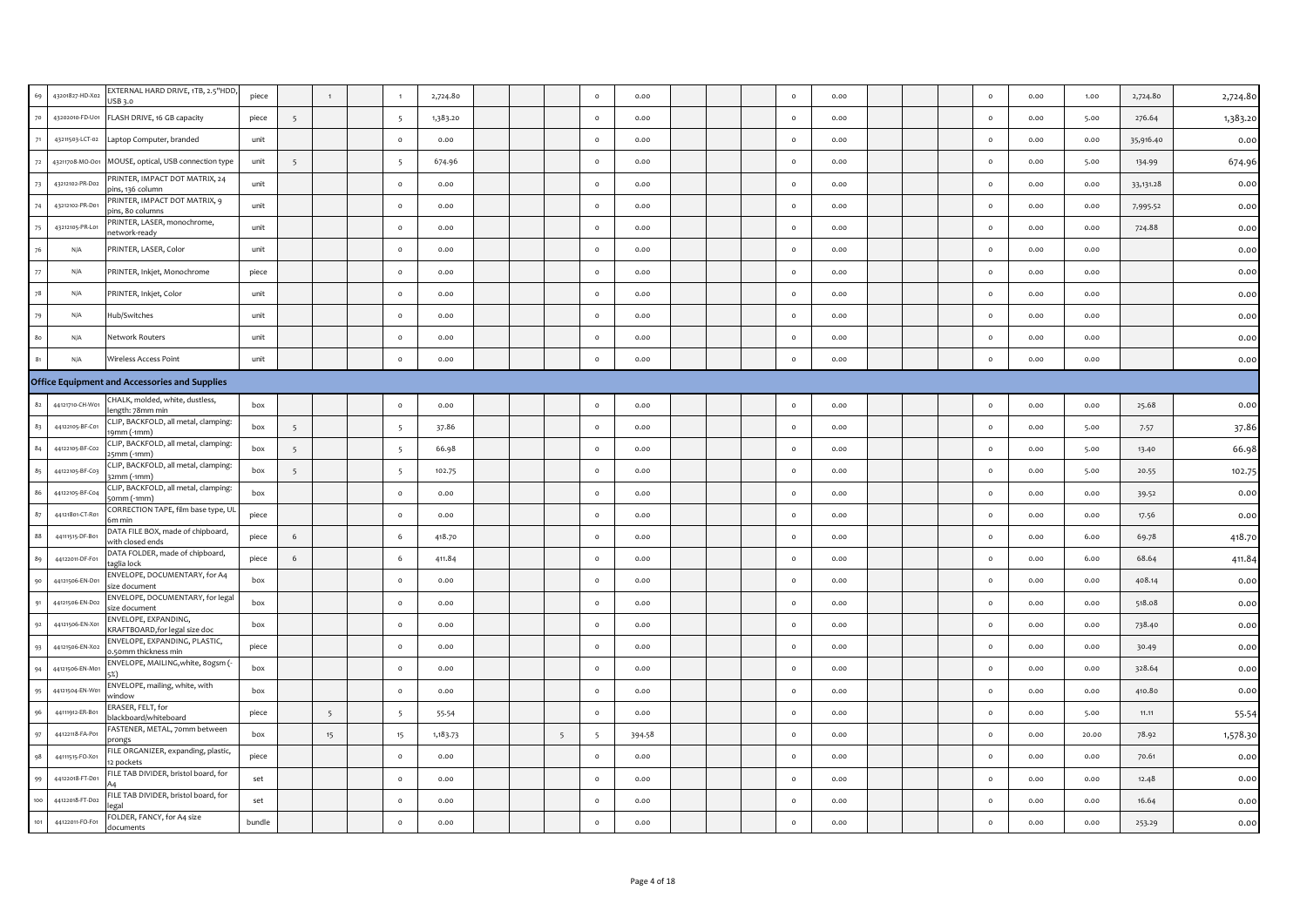| | | | | | | | | | | | | | | | | | | | | | | | | | | |
|---|---|---|---|---|---|---|---|---|---|---|---|---|---|---|---|---|---|---|---|---|---|---|---|---|---|---|
| 69 | 43201827-HD-X02 | EXTERNAL HARD DRIVE, 1TB, 2.5"HDD, USB 3.0 | piece | | 1 | | 1 | 2,724.80 | | | | 0 | 0.00 | | | | 0 | 0.00 | | | | 0 | 0.00 | 1.00 | 2,724.80 | 2,724.80 |
| 70 | 43202010-FD-U01 | FLASH DRIVE, 16 GB capacity | piece | 5 | | | 5 | 1,383.20 | | | | 0 | 0.00 | | | | 0 | 0.00 | | | | 0 | 0.00 | 5.00 | 276.64 | 1,383.20 |
| 71 | 43211503-LCT-02 | Laptop Computer, branded | unit | | | | 0 | 0.00 | | | | 0 | 0.00 | | | | 0 | 0.00 | | | | 0 | 0.00 | 0.00 | 35,916.40 | 0.00 |
| 72 | 43211708-MO-O01 | MOUSE, optical, USB connection type | unit | 5 | | | 5 | 674.96 | | | | 0 | 0.00 | | | | 0 | 0.00 | | | | 0 | 0.00 | 5.00 | 134.99 | 674.96 |
| 73 | 43212102-PR-D02 | PRINTER, IMPACT DOT MATRIX, 24 pins, 136 column | unit | | | | 0 | 0.00 | | | | 0 | 0.00 | | | | 0 | 0.00 | | | | 0 | 0.00 | 0.00 | 33,131.28 | 0.00 |
| 74 | 43212102-PR-D01 | PRINTER, IMPACT DOT MATRIX, 9 pins, 80 columns | unit | | | | 0 | 0.00 | | | | 0 | 0.00 | | | | 0 | 0.00 | | | | 0 | 0.00 | 0.00 | 7,995.52 | 0.00 |
| 75 | 43212105-PR-L01 | PRINTER, LASER, monochrome, network-ready | unit | | | | 0 | 0.00 | | | | 0 | 0.00 | | | | 0 | 0.00 | | | | 0 | 0.00 | 0.00 | 724.88 | 0.00 |
| 76 | N/A | PRINTER, LASER, Color | unit | | | | 0 | 0.00 | | | | 0 | 0.00 | | | | 0 | 0.00 | | | | 0 | 0.00 | 0.00 | | 0.00 |
| 77 | N/A | PRINTER, Inkjet, Monochrome | piece | | | | 0 | 0.00 | | | | 0 | 0.00 | | | | 0 | 0.00 | | | | 0 | 0.00 | 0.00 | | 0.00 |
| 78 | N/A | PRINTER, Inkjet, Color | unit | | | | 0 | 0.00 | | | | 0 | 0.00 | | | | 0 | 0.00 | | | | 0 | 0.00 | 0.00 | | 0.00 |
| 79 | N/A | Hub/Switches | unit | | | | 0 | 0.00 | | | | 0 | 0.00 | | | | 0 | 0.00 | | | | 0 | 0.00 | 0.00 | | 0.00 |
| 80 | N/A | Network Routers | unit | | | | 0 | 0.00 | | | | 0 | 0.00 | | | | 0 | 0.00 | | | | 0 | 0.00 | 0.00 | | 0.00 |
| 81 | N/A | Wireless Access Point | unit | | | | 0 | 0.00 | | | | 0 | 0.00 | | | | 0 | 0.00 | | | | 0 | 0.00 | 0.00 | | 0.00 |
| **Office Equipment and Accessories and Supplies** | | | | | | | | | | | | | | | | | | | | | | | | | | |
| 82 | 44121710-CH-W01 | CHALK, molded, white, dustless, length: 78mm min | box | | | | 0 | 0.00 | | | | 0 | 0.00 | | | | 0 | 0.00 | | | | 0 | 0.00 | 0.00 | 25.68 | 0.00 |
| 83 | 44122105-BF-C01 | CLIP, BACKFOLD, all metal, clamping: 19mm (-1mm) | box | 5 | | | 5 | 37.86 | | | | 0 | 0.00 | | | | 0 | 0.00 | | | | 0 | 0.00 | 5.00 | 7.57 | 37.86 |
| 84 | 44122105-BF-C02 | CLIP, BACKFOLD, all metal, clamping: 25mm (-1mm) | box | 5 | | | 5 | 66.98 | | | | 0 | 0.00 | | | | 0 | 0.00 | | | | 0 | 0.00 | 5.00 | 13.40 | 66.98 |
| 85 | 44122105-BF-C03 | CLIP, BACKFOLD, all metal, clamping: 32mm (-1mm) | box | 5 | | | 5 | 102.75 | | | | 0 | 0.00 | | | | 0 | 0.00 | | | | 0 | 0.00 | 5.00 | 20.55 | 102.75 |
| 86 | 44122105-BF-C04 | CLIP, BACKFOLD, all metal, clamping: 50mm (-1mm) | box | | | | 0 | 0.00 | | | | 0 | 0.00 | | | | 0 | 0.00 | | | | 0 | 0.00 | 0.00 | 39.52 | 0.00 |
| 87 | 44121801-CT-R01 | CORRECTION TAPE, film base type, UL 6m min | piece | | | | 0 | 0.00 | | | | 0 | 0.00 | | | | 0 | 0.00 | | | | 0 | 0.00 | 0.00 | 17.56 | 0.00 |
| 88 | 44111515-DF-B01 | DATA FILE BOX, made of chipboard, with closed ends | piece | 6 | | | 6 | 418.70 | | | | 0 | 0.00 | | | | 0 | 0.00 | | | | 0 | 0.00 | 6.00 | 69.78 | 418.70 |
| 89 | 44122011-DF-F01 | DATA FOLDER, made of chipboard, taglia lock | piece | 6 | | | 6 | 411.84 | | | | 0 | 0.00 | | | | 0 | 0.00 | | | | 0 | 0.00 | 6.00 | 68.64 | 411.84 |
| 90 | 44121506-EN-D01 | ENVELOPE, DOCUMENTARY, for A4 size document | box | | | | 0 | 0.00 | | | | 0 | 0.00 | | | | 0 | 0.00 | | | | 0 | 0.00 | 0.00 | 408.14 | 0.00 |
| 91 | 44121506-EN-D02 | ENVELOPE, DOCUMENTARY, for legal size document | box | | | | 0 | 0.00 | | | | 0 | 0.00 | | | | 0 | 0.00 | | | | 0 | 0.00 | 0.00 | 518.08 | 0.00 |
| 92 | 44121506-EN-X01 | ENVELOPE, EXPANDING, KRAFTBOARD,for legal size doc | box | | | | 0 | 0.00 | | | | 0 | 0.00 | | | | 0 | 0.00 | | | | 0 | 0.00 | 0.00 | 738.40 | 0.00 |
| 93 | 44121506-EN-X02 | ENVELOPE, EXPANDING, PLASTIC, 0.50mm thickness min | piece | | | | 0 | 0.00 | | | | 0 | 0.00 | | | | 0 | 0.00 | | | | 0 | 0.00 | 0.00 | 30.49 | 0.00 |
| 94 | 44121506-EN-M01 | ENVELOPE, MAILING,white, 80gsm (-5%) | box | | | | 0 | 0.00 | | | | 0 | 0.00 | | | | 0 | 0.00 | | | | 0 | 0.00 | 0.00 | 328.64 | 0.00 |
| 95 | 44121504-EN-W01 | ENVELOPE, mailing, white, with window | box | | | | 0 | 0.00 | | | | 0 | 0.00 | | | | 0 | 0.00 | | | | 0 | 0.00 | 0.00 | 410.80 | 0.00 |
| 96 | 44111912-ER-B01 | ERASER, FELT, for blackboard/whiteboard | piece | | 5 | | 5 | 55.54 | | | | 0 | 0.00 | | | | 0 | 0.00 | | | | 0 | 0.00 | 5.00 | 11.11 | 55.54 |
| 97 | 44122118-FA-P01 | FASTENER, METAL, 70mm between prongs | box | | 15 | | 15 | 1,183.73 | | | 5 | 5 | 394.58 | | | | 0 | 0.00 | | | | 0 | 0.00 | 20.00 | 78.92 | 1,578.30 |
| 98 | 44111515-FO-X01 | FILE ORGANIZER, expanding, plastic, 12 pockets | piece | | | | 0 | 0.00 | | | | 0 | 0.00 | | | | 0 | 0.00 | | | | 0 | 0.00 | 0.00 | 70.61 | 0.00 |
| 99 | 44122018-FT-D01 | FILE TAB DIVIDER, bristol board, for A4 | set | | | | 0 | 0.00 | | | | 0 | 0.00 | | | | 0 | 0.00 | | | | 0 | 0.00 | 0.00 | 12.48 | 0.00 |
| 100 | 44122018-FT-D02 | FILE TAB DIVIDER, bristol board, for legal | set | | | | 0 | 0.00 | | | | 0 | 0.00 | | | | 0 | 0.00 | | | | 0 | 0.00 | 0.00 | 16.64 | 0.00 |
| 101 | 44122011-FO-F01 | FOLDER, FANCY, for A4 size documents | bundle | | | | 0 | 0.00 | | | | 0 | 0.00 | | | | 0 | 0.00 | | | | 0 | 0.00 | 0.00 | 253.29 | 0.00 |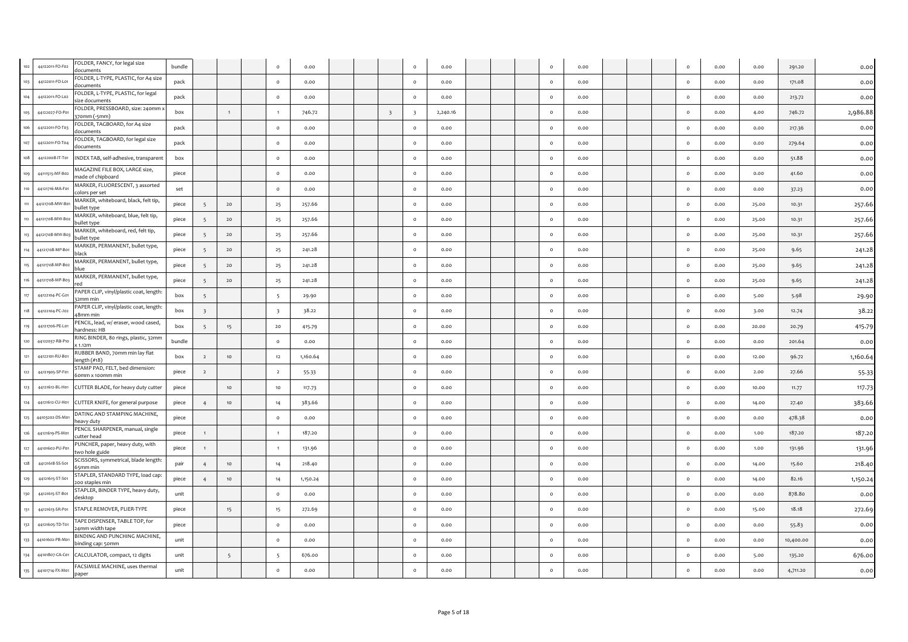| | | | | | | | | | | | | | | | | | | | | | | | | | | |
|---|---|---|---|---|---|---|---|---|---|---|---|---|---|---|---|---|---|---|---|---|---|---|---|---|---|---|
| 102 | 44122011-FO-F02 | FOLDER, FANCY, for legal size documents | bundle | | | | 0 | 0.00 | | | | 0 | 0.00 | | | | 0 | 0.00 | | | | 0 | 0.00 | 0.00 | 291.20 | 0.00 |
| 103 | 44122011-FO-L01 | FOLDER, L-TYPE, PLASTIC, for A4 size documents | pack | | | | 0 | 0.00 | | | | 0 | 0.00 | | | | 0 | 0.00 | | | | 0 | 0.00 | 0.00 | 171.08 | 0.00 |
| 104 | 44122011-FO-L02 | FOLDER, L-TYPE, PLASTIC, for legal size documents | pack | | | | 0 | 0.00 | | | | 0 | 0.00 | | | | 0 | 0.00 | | | | 0 | 0.00 | 0.00 | 213.72 | 0.00 |
| 105 | 44122027-FO-P01 | FOLDER, PRESSBOARD, size: 240mm x 370mm (-5mm) | box | | 1 | | 1 | 746.72 | | | 3 | 3 | 2,240.16 | | | | 0 | 0.00 | | | | 0 | 0.00 | 4.00 | 746.72 | 2,986.88 |
| 106 | 44122011-FO-T03 | FOLDER, TAGBOARD, for A4 size documents | pack | | | | 0 | 0.00 | | | | 0 | 0.00 | | | | 0 | 0.00 | | | | 0 | 0.00 | 0.00 | 217.36 | 0.00 |
| 107 | 44122011-FO-T04 | FOLDER, TAGBOARD, for legal size documents | pack | | | | 0 | 0.00 | | | | 0 | 0.00 | | | | 0 | 0.00 | | | | 0 | 0.00 | 0.00 | 279.64 | 0.00 |
| 108 | 44122008-IT-T01 | INDEX TAB, self-adhesive, transparent | box | | | | 0 | 0.00 | | | | 0 | 0.00 | | | | 0 | 0.00 | | | | 0 | 0.00 | 0.00 | 51.88 | 0.00 |
| 109 | 44111515-MF-B02 | MAGAZINE FILE BOX, LARGE size, made of chipboard | piece | | | | 0 | 0.00 | | | | 0 | 0.00 | | | | 0 | 0.00 | | | | 0 | 0.00 | 0.00 | 41.60 | 0.00 |
| 110 | 44121716-MA-F01 | MARKER, FLUORESCENT, 3 assorted colors per set | set | | | | 0 | 0.00 | | | | 0 | 0.00 | | | | 0 | 0.00 | | | | 0 | 0.00 | 0.00 | 37.23 | 0.00 |
| 111 | 44121708-MW-B01 | MARKER, whiteboard, black, felt tip, bullet type | piece | 5 | 20 | | 25 | 257.66 | | | | 0 | 0.00 | | | | 0 | 0.00 | | | | 0 | 0.00 | 25.00 | 10.31 | 257.66 |
| 112 | 44121708-MW-B02 | MARKER, whiteboard, blue, felt tip, bullet type | piece | 5 | 20 | | 25 | 257.66 | | | | 0 | 0.00 | | | | 0 | 0.00 | | | | 0 | 0.00 | 25.00 | 10.31 | 257.66 |
| 113 | 44121708-MW-B03 | MARKER, whiteboard, red, felt tip, bullet type | piece | 5 | 20 | | 25 | 257.66 | | | | 0 | 0.00 | | | | 0 | 0.00 | | | | 0 | 0.00 | 25.00 | 10.31 | 257.66 |
| 114 | 44121708-MP-B01 | MARKER, PERMANENT, bullet type, black | piece | 5 | 20 | | 25 | 241.28 | | | | 0 | 0.00 | | | | 0 | 0.00 | | | | 0 | 0.00 | 25.00 | 9.65 | 241.28 |
| 115 | 44121708-MP-B02 | MARKER, PERMANENT, bullet type, blue | piece | 5 | 20 | | 25 | 241.28 | | | | 0 | 0.00 | | | | 0 | 0.00 | | | | 0 | 0.00 | 25.00 | 9.65 | 241.28 |
| 116 | 44121708-MP-B03 | MARKER, PERMANENT, bullet type, red | piece | 5 | 20 | | 25 | 241.28 | | | | 0 | 0.00 | | | | 0 | 0.00 | | | | 0 | 0.00 | 25.00 | 9.65 | 241.28 |
| 117 | 44122104-PC-G01 | PAPER CLIP, vinyl/plastic coat, length: 32mm min | box | 5 | | | 5 | 29.90 | | | | 0 | 0.00 | | | | 0 | 0.00 | | | | 0 | 0.00 | 5.00 | 5.98 | 29.90 |
| 118 | 44122104-PC-J02 | PAPER CLIP, vinyl/plastic coat, length: 48mm min | box | 3 | | | 3 | 38.22 | | | | 0 | 0.00 | | | | 0 | 0.00 | | | | 0 | 0.00 | 3.00 | 12.74 | 38.22 |
| 119 | 44121706-PE-L01 | PENCIL, lead, w/ eraser, wood cased, hardness: HB | box | 5 | 15 | | 20 | 415.79 | | | | 0 | 0.00 | | | | 0 | 0.00 | | | | 0 | 0.00 | 20.00 | 20.79 | 415.79 |
| 120 | 44122037-RB-P10 | RING BINDER, 80 rings, plastic, 32mm x 1.12m | bundle | | | | 0 | 0.00 | | | | 0 | 0.00 | | | | 0 | 0.00 | | | | 0 | 0.00 | 0.00 | 201.64 | 0.00 |
| 121 | 44122101-RU-B01 | RUBBER BAND, 70mm min lay flat length (#18) | box | 2 | 10 | | 12 | 1,160.64 | | | | 0 | 0.00 | | | | 0 | 0.00 | | | | 0 | 0.00 | 12.00 | 96.72 | 1,160.64 |
| 122 | 44121905-SP-F01 | STAMP PAD, FELT, bed dimension: 60mm x 100mm min | piece | 2 | | | 2 | 55.33 | | | | 0 | 0.00 | | | | 0 | 0.00 | | | | 0 | 0.00 | 2.00 | 27.66 | 55.33 |
| 123 | 44121612-BL-H01 | CUTTER BLADE, for heavy duty cutter | piece | | 10 | | 10 | 117.73 | | | | 0 | 0.00 | | | | 0 | 0.00 | | | | 0 | 0.00 | 10.00 | 11.77 | 117.73 |
| 124 | 44121612-CU-H01 | CUTTER KNIFE, for general purpose | piece | 4 | 10 | | 14 | 383.66 | | | | 0 | 0.00 | | | | 0 | 0.00 | | | | 0 | 0.00 | 14.00 | 27.40 | 383.66 |
| 125 | 44103202-DS-M01 | DATING AND STAMPING MACHINE, heavy duty | piece | | | | 0 | 0.00 | | | | 0 | 0.00 | | | | 0 | 0.00 | | | | 0 | 0.00 | 0.00 | 478.38 | 0.00 |
| 126 | 44121619-PS-M01 | PENCIL SHARPENER, manual, single cutter head | piece | 1 | | | 1 | 187.20 | | | | 0 | 0.00 | | | | 0 | 0.00 | | | | 0 | 0.00 | 1.00 | 187.20 | 187.20 |
| 127 | 44101602-PU-P01 | PUNCHER, paper, heavy duty, with two hole guide | piece | 1 | | | 1 | 131.96 | | | | 0 | 0.00 | | | | 0 | 0.00 | | | | 0 | 0.00 | 1.00 | 131.96 | 131.96 |
| 128 | 44121618-SS-S01 | SCISSORS, symmetrical, blade length: 65mm min | pair | 4 | 10 | | 14 | 218.40 | | | | 0 | 0.00 | | | | 0 | 0.00 | | | | 0 | 0.00 | 14.00 | 15.60 | 218.40 |
| 129 | 44121615-ST-S01 | STAPLER, STANDARD TYPE, load cap: 200 staples min | piece | 4 | 10 | | 14 | 1,150.24 | | | | 0 | 0.00 | | | | 0 | 0.00 | | | | 0 | 0.00 | 14.00 | 82.16 | 1,150.24 |
| 130 | 44121615-ST-B01 | STAPLER, BINDER TYPE, heavy duty, desktop | unit | | | | 0 | 0.00 | | | | 0 | 0.00 | | | | 0 | 0.00 | | | | 0 | 0.00 | 0.00 | 878.80 | 0.00 |
| 131 | 44121613-SR-P01 | STAPLE REMOVER, PLIER-TYPE | piece | | 15 | | 15 | 272.69 | | | | 0 | 0.00 | | | | 0 | 0.00 | | | | 0 | 0.00 | 15.00 | 18.18 | 272.69 |
| 132 | 44121605-TD-T01 | TAPE DISPENSER, TABLE TOP, for 24mm width tape | piece | | | | 0 | 0.00 | | | | 0 | 0.00 | | | | 0 | 0.00 | | | | 0 | 0.00 | 0.00 | 55.83 | 0.00 |
| 133 | 44101602-PB-M01 | BINDING AND PUNCHING MACHINE, binding cap: 50mm | unit | | | | 0 | 0.00 | | | | 0 | 0.00 | | | | 0 | 0.00 | | | | 0 | 0.00 | 0.00 | 10,400.00 | 0.00 |
| 134 | 44101807-CA-C01 | CALCULATOR, compact, 12 digits | unit | | 5 | | 5 | 676.00 | | | | 0 | 0.00 | | | | 0 | 0.00 | | | | 0 | 0.00 | 5.00 | 135.20 | 676.00 |
| 135 | 44101714-FX-M01 | FACSIMILE MACHINE, uses thermal paper | unit | | | | 0 | 0.00 | | | | 0 | 0.00 | | | | 0 | 0.00 | | | | 0 | 0.00 | 0.00 | 4,711.20 | 0.00 |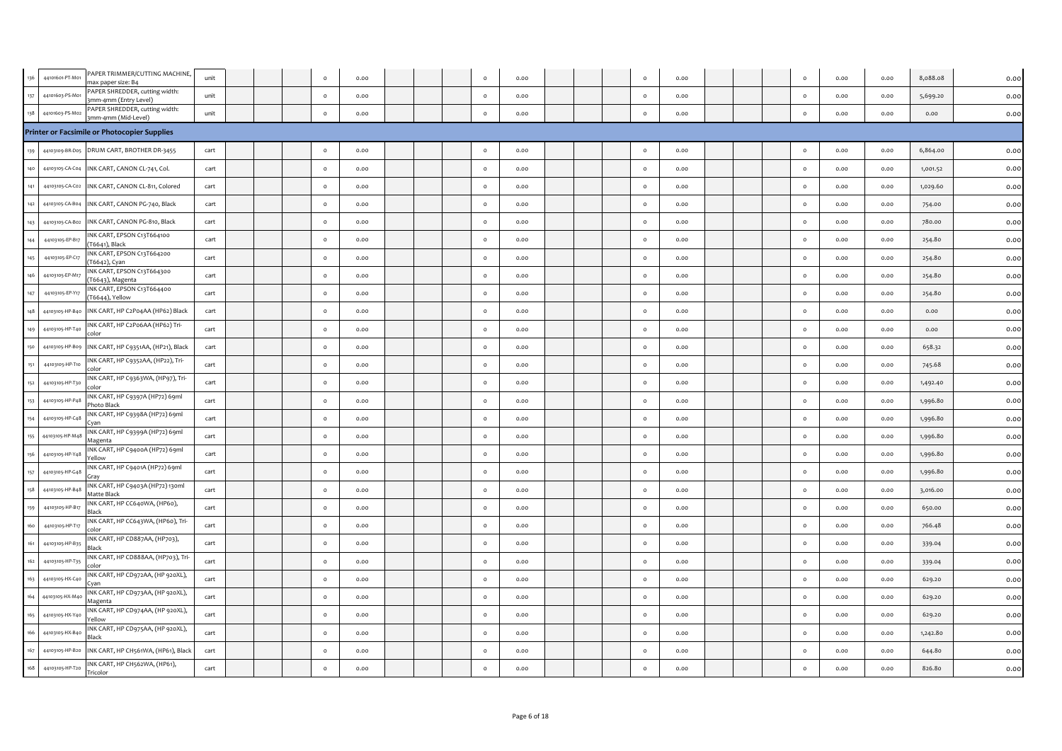| | | | | | | | | | | | | | | | | | | | | | | | | | | |
|---|---|---|---|---|---|---|---|---|---|---|---|---|---|---|---|---|---|---|---|---|---|---|---|---|---|---|
| 136 | 44101601-PT-M01 | PAPER TRIMMER/CUTTING MACHINE, max paper size: B4 | unit | | | | 0 | 0.00 | | | | 0 | 0.00 | | | | 0 | 0.00 | | | | 0 | 0.00 | 0.00 | 8,088.08 | 0.00 |
| 137 | 44101603-PS-M01 | PAPER SHREDDER, cutting width: 3mm-4mm (Entry Level) | unit | | | | 0 | 0.00 | | | | 0 | 0.00 | | | | 0 | 0.00 | | | | 0 | 0.00 | 0.00 | 5,699.20 | 0.00 |
| 138 | 44101603-PS-M02 | PAPER SHREDDER, cutting width: 3mm-4mm (Mid-Level) | unit | | | | 0 | 0.00 | | | | 0 | 0.00 | | | | 0 | 0.00 | | | | 0 | 0.00 | 0.00 | 0.00 | 0.00 |
| **Printer or Facsimile or Photocopier Supplies** | | | | | | | | | | | | | | | | | | | | | | | | | | |
| 139 | 44103109-BR-D05 | DRUM CART, BROTHER DR-3455 | cart | | | | 0 | 0.00 | | | | 0 | 0.00 | | | | 0 | 0.00 | | | | 0 | 0.00 | 0.00 | 6,864.00 | 0.00 |
| 140 | 44103105-CA-C04 | INK CART, CANON CL-741, Col. | cart | | | | 0 | 0.00 | | | | 0 | 0.00 | | | | 0 | 0.00 | | | | 0 | 0.00 | 0.00 | 1,001.52 | 0.00 |
| 141 | 44103105-CA-C02 | INK CART, CANON CL-811, Colored | cart | | | | 0 | 0.00 | | | | 0 | 0.00 | | | | 0 | 0.00 | | | | 0 | 0.00 | 0.00 | 1,029.60 | 0.00 |
| 142 | 44103105-CA-B04 | INK CART, CANON PG-740, Black | cart | | | | 0 | 0.00 | | | | 0 | 0.00 | | | | 0 | 0.00 | | | | 0 | 0.00 | 0.00 | 754.00 | 0.00 |
| 143 | 44103105-CA-B02 | INK CART, CANON PG-810, Black | cart | | | | 0 | 0.00 | | | | 0 | 0.00 | | | | 0 | 0.00 | | | | 0 | 0.00 | 0.00 | 780.00 | 0.00 |
| 144 | 44103105-EP-B17 | INK CART, EPSON C13T664100 (T6641), Black | cart | | | | 0 | 0.00 | | | | 0 | 0.00 | | | | 0 | 0.00 | | | | 0 | 0.00 | 0.00 | 254.80 | 0.00 |
| 145 | 44103105-EP-C17 | INK CART, EPSON C13T664200 (T6642), Cyan | cart | | | | 0 | 0.00 | | | | 0 | 0.00 | | | | 0 | 0.00 | | | | 0 | 0.00 | 0.00 | 254.80 | 0.00 |
| 146 | 44103105-EP-M17 | INK CART, EPSON C13T664300 (T6643), Magenta | cart | | | | 0 | 0.00 | | | | 0 | 0.00 | | | | 0 | 0.00 | | | | 0 | 0.00 | 0.00 | 254.80 | 0.00 |
| 147 | 44103105-EP-Y17 | INK CART, EPSON C13T664400 (T6644), Yellow | cart | | | | 0 | 0.00 | | | | 0 | 0.00 | | | | 0 | 0.00 | | | | 0 | 0.00 | 0.00 | 254.80 | 0.00 |
| 148 | 44103105-HP-B40 | INK CART, HP C2P04AA (HP62) Black | cart | | | | 0 | 0.00 | | | | 0 | 0.00 | | | | 0 | 0.00 | | | | 0 | 0.00 | 0.00 | 0.00 | 0.00 |
| 149 | 44103105-HP-T40 | INK CART, HP C2P06AA (HP62) Tri-color | cart | | | | 0 | 0.00 | | | | 0 | 0.00 | | | | 0 | 0.00 | | | | 0 | 0.00 | 0.00 | 0.00 | 0.00 |
| 150 | 44103105-HP-B09 | INK CART, HP C9351AA, (HP21), Black | cart | | | | 0 | 0.00 | | | | 0 | 0.00 | | | | 0 | 0.00 | | | | 0 | 0.00 | 0.00 | 658.32 | 0.00 |
| 151 | 44103105-HP-T10 | INK CART, HP C9352AA, (HP22), Tri-color | cart | | | | 0 | 0.00 | | | | 0 | 0.00 | | | | 0 | 0.00 | | | | 0 | 0.00 | 0.00 | 745.68 | 0.00 |
| 152 | 44103105-HP-T30 | INK CART, HP C9363WA, (HP97), Tri-color | cart | | | | 0 | 0.00 | | | | 0 | 0.00 | | | | 0 | 0.00 | | | | 0 | 0.00 | 0.00 | 1,492.40 | 0.00 |
| 153 | 44103105-HP-P48 | INK CART, HP C9397A (HP72) 69ml Photo Black | cart | | | | 0 | 0.00 | | | | 0 | 0.00 | | | | 0 | 0.00 | | | | 0 | 0.00 | 0.00 | 1,996.80 | 0.00 |
| 154 | 44103105-HP-C48 | INK CART, HP C9398A (HP72) 69ml Cyan | cart | | | | 0 | 0.00 | | | | 0 | 0.00 | | | | 0 | 0.00 | | | | 0 | 0.00 | 0.00 | 1,996.80 | 0.00 |
| 155 | 44103105-HP-M48 | INK CART, HP C9399A (HP72) 69ml Magenta | cart | | | | 0 | 0.00 | | | | 0 | 0.00 | | | | 0 | 0.00 | | | | 0 | 0.00 | 0.00 | 1,996.80 | 0.00 |
| 156 | 44103105-HP-Y48 | INK CART, HP C9400A (HP72) 69ml Yellow | cart | | | | 0 | 0.00 | | | | 0 | 0.00 | | | | 0 | 0.00 | | | | 0 | 0.00 | 0.00 | 1,996.80 | 0.00 |
| 157 | 44103105-HP-G48 | INK CART, HP C9401A (HP72) 69ml Gray | cart | | | | 0 | 0.00 | | | | 0 | 0.00 | | | | 0 | 0.00 | | | | 0 | 0.00 | 0.00 | 1,996.80 | 0.00 |
| 158 | 44103105-HP-B48 | INK CART, HP C9403A (HP72) 130ml Matte Black | cart | | | | 0 | 0.00 | | | | 0 | 0.00 | | | | 0 | 0.00 | | | | 0 | 0.00 | 0.00 | 3,016.00 | 0.00 |
| 159 | 44103105-HP-B17 | INK CART, HP CC640WA, (HP60), Black | cart | | | | 0 | 0.00 | | | | 0 | 0.00 | | | | 0 | 0.00 | | | | 0 | 0.00 | 0.00 | 650.00 | 0.00 |
| 160 | 44103105-HP-T17 | INK CART, HP CC643WA, (HP60), Tri-color | cart | | | | 0 | 0.00 | | | | 0 | 0.00 | | | | 0 | 0.00 | | | | 0 | 0.00 | 0.00 | 766.48 | 0.00 |
| 161 | 44103105-HP-B35 | INK CART, HP CD887AA, (HP703), Black | cart | | | | 0 | 0.00 | | | | 0 | 0.00 | | | | 0 | 0.00 | | | | 0 | 0.00 | 0.00 | 339.04 | 0.00 |
| 162 | 44103105-HP-T35 | INK CART, HP CD888AA, (HP703), Tri-color | cart | | | | 0 | 0.00 | | | | 0 | 0.00 | | | | 0 | 0.00 | | | | 0 | 0.00 | 0.00 | 339.04 | 0.00 |
| 163 | 44103105-HX-C40 | INK CART, HP CD972AA, (HP 920XL), Cyan | cart | | | | 0 | 0.00 | | | | 0 | 0.00 | | | | 0 | 0.00 | | | | 0 | 0.00 | 0.00 | 629.20 | 0.00 |
| 164 | 44103105-HX-M40 | INK CART, HP CD973AA, (HP 920XL), Magenta | cart | | | | 0 | 0.00 | | | | 0 | 0.00 | | | | 0 | 0.00 | | | | 0 | 0.00 | 0.00 | 629.20 | 0.00 |
| 165 | 44103105-HX-Y40 | INK CART, HP CD974AA, (HP 920XL), Yellow | cart | | | | 0 | 0.00 | | | | 0 | 0.00 | | | | 0 | 0.00 | | | | 0 | 0.00 | 0.00 | 629.20 | 0.00 |
| 166 | 44103105-HX-B40 | INK CART, HP CD975AA, (HP 920XL), Black | cart | | | | 0 | 0.00 | | | | 0 | 0.00 | | | | 0 | 0.00 | | | | 0 | 0.00 | 0.00 | 1,242.80 | 0.00 |
| 167 | 44103105-HP-B20 | INK CART, HP CH561WA, (HP61), Black | cart | | | | 0 | 0.00 | | | | 0 | 0.00 | | | | 0 | 0.00 | | | | 0 | 0.00 | 0.00 | 644.80 | 0.00 |
| 168 | 44103105-HP-T20 | INK CART, HP CH562WA, (HP61), Tricolor | cart | | | | 0 | 0.00 | | | | 0 | 0.00 | | | | 0 | 0.00 | | | | 0 | 0.00 | 0.00 | 826.80 | 0.00 |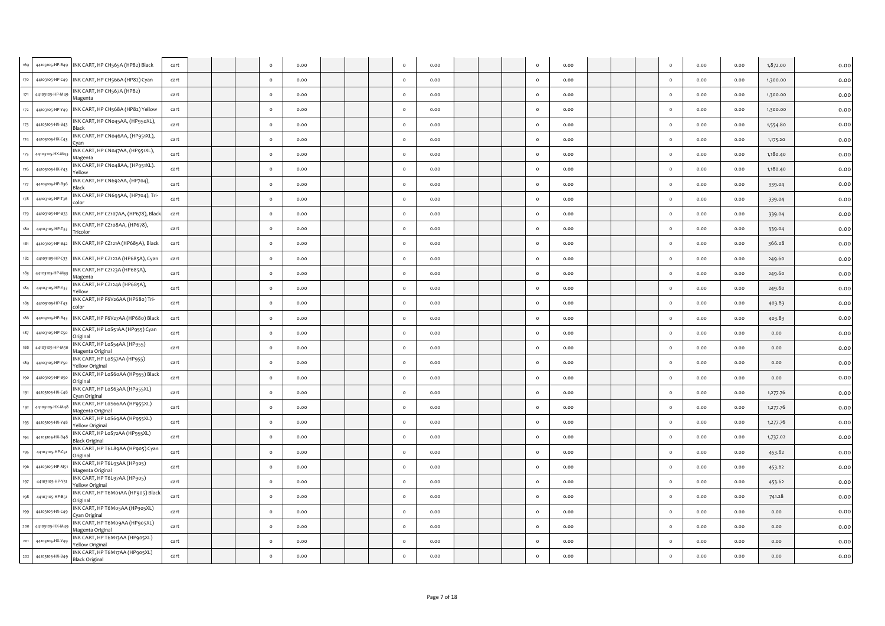| | | | | | | | | | | | | | | | | | | | | | | | | | | |
|---|---|---|---|---|---|---|---|---|---|---|---|---|---|---|---|---|---|---|---|---|---|---|---|---|---|---|
| 169 | 44103105-HP-B49 | INK CART, HP CH565A (HP82) Black | cart | | | | 0 | 0.00 | | | | 0 | 0.00 | | | | 0 | 0.00 | | | | 0 | 0.00 | 0.00 | 1,872.00 | 0.00 |
| 170 | 44103105-HP-C49 | INK CART, HP CH566A (HP82) Cyan | cart | | | | 0 | 0.00 | | | | 0 | 0.00 | | | | 0 | 0.00 | | | | 0 | 0.00 | 0.00 | 1,300.00 | 0.00 |
| 171 | 44103105-HP-M49 | INK CART, HP CH567A (HP82) Magenta | cart | | | | 0 | 0.00 | | | | 0 | 0.00 | | | | 0 | 0.00 | | | | 0 | 0.00 | 0.00 | 1,300.00 | 0.00 |
| 172 | 44103105-HP-Y49 | INK CART, HP CH568A (HP82) Yellow | cart | | | | 0 | 0.00 | | | | 0 | 0.00 | | | | 0 | 0.00 | | | | 0 | 0.00 | 0.00 | 1,300.00 | 0.00 |
| 173 | 44103105-HX-B43 | INK CART, HP CN045AA, (HP950XL), Black | cart | | | | 0 | 0.00 | | | | 0 | 0.00 | | | | 0 | 0.00 | | | | 0 | 0.00 | 0.00 | 1,554.80 | 0.00 |
| 174 | 44103105-HX-C43 | INK CART, HP CN046AA, (HP951XL), Cyan | cart | | | | 0 | 0.00 | | | | 0 | 0.00 | | | | 0 | 0.00 | | | | 0 | 0.00 | 0.00 | 1,175.20 | 0.00 |
| 175 | 44103105-HX-M43 | INK CART, HP CN047AA, (HP951XL), Magenta | cart | | | | 0 | 0.00 | | | | 0 | 0.00 | | | | 0 | 0.00 | | | | 0 | 0.00 | 0.00 | 1,180.40 | 0.00 |
| 176 | 44103105-HX-Y43 | INK CART, HP CN048AA, (HP951XL). Yellow | cart | | | | 0 | 0.00 | | | | 0 | 0.00 | | | | 0 | 0.00 | | | | 0 | 0.00 | 0.00 | 1,180.40 | 0.00 |
| 177 | 44103105-HP-B36 | INK CART, HP CN692AA, (HP704), Black | cart | | | | 0 | 0.00 | | | | 0 | 0.00 | | | | 0 | 0.00 | | | | 0 | 0.00 | 0.00 | 339.04 | 0.00 |
| 178 | 44103105-HP-T36 | INK CART, HP CN693AA, (HP704), Tri-color | cart | | | | 0 | 0.00 | | | | 0 | 0.00 | | | | 0 | 0.00 | | | | 0 | 0.00 | 0.00 | 339.04 | 0.00 |
| 179 | 44103105-HP-B33 | INK CART, HP CZ107AA, (HP678), Black | cart | | | | 0 | 0.00 | | | | 0 | 0.00 | | | | 0 | 0.00 | | | | 0 | 0.00 | 0.00 | 339.04 | 0.00 |
| 180 | 44103105-HP-T33 | INK CART, HP CZ108AA, (HP678), Tricolor | cart | | | | 0 | 0.00 | | | | 0 | 0.00 | | | | 0 | 0.00 | | | | 0 | 0.00 | 0.00 | 339.04 | 0.00 |
| 181 | 44103105-HP-B42 | INK CART, HP CZ121A (HP685A), Black | cart | | | | 0 | 0.00 | | | | 0 | 0.00 | | | | 0 | 0.00 | | | | 0 | 0.00 | 0.00 | 366.08 | 0.00 |
| 182 | 44103105-HP-C33 | INK CART, HP CZ122A (HP685A), Cyan | cart | | | | 0 | 0.00 | | | | 0 | 0.00 | | | | 0 | 0.00 | | | | 0 | 0.00 | 0.00 | 249.60 | 0.00 |
| 183 | 44103105-HP-M33 | INK CART, HP CZ123A (HP685A), Magenta | cart | | | | 0 | 0.00 | | | | 0 | 0.00 | | | | 0 | 0.00 | | | | 0 | 0.00 | 0.00 | 249.60 | 0.00 |
| 184 | 44103105-HP-Y33 | INK CART, HP CZ124A (HP685A), Yellow | cart | | | | 0 | 0.00 | | | | 0 | 0.00 | | | | 0 | 0.00 | | | | 0 | 0.00 | 0.00 | 249.60 | 0.00 |
| 185 | 44103105-HP-T43 | INK CART, HP F6V26AA (HP680) Tri-color | cart | | | | 0 | 0.00 | | | | 0 | 0.00 | | | | 0 | 0.00 | | | | 0 | 0.00 | 0.00 | 403.83 | 0.00 |
| 186 | 44103105-HP-B43 | INK CART, HP F6V27AA (HP680) Black | cart | | | | 0 | 0.00 | | | | 0 | 0.00 | | | | 0 | 0.00 | | | | 0 | 0.00 | 0.00 | 403.83 | 0.00 |
| 187 | 44103105-HP-C50 | INK CART, HP L0S51AA (HP955) Cyan Original | cart | | | | 0 | 0.00 | | | | 0 | 0.00 | | | | 0 | 0.00 | | | | 0 | 0.00 | 0.00 | 0.00 | 0.00 |
| 188 | 44103105-HP-M50 | INK CART, HP L0S54AA (HP955) Magenta Original | cart | | | | 0 | 0.00 | | | | 0 | 0.00 | | | | 0 | 0.00 | | | | 0 | 0.00 | 0.00 | 0.00 | 0.00 |
| 189 | 44103105-HP-Y50 | INK CART, HP L0S57AA (HP955) Yellow Original | cart | | | | 0 | 0.00 | | | | 0 | 0.00 | | | | 0 | 0.00 | | | | 0 | 0.00 | 0.00 | 0.00 | 0.00 |
| 190 | 44103105-HP-B50 | INK CART, HP L0S60AA (HP955) Black Original | cart | | | | 0 | 0.00 | | | | 0 | 0.00 | | | | 0 | 0.00 | | | | 0 | 0.00 | 0.00 | 0.00 | 0.00 |
| 191 | 44103105-HX-C48 | INK CART, HP L0S63AA (HP955XL) Cyan Original | cart | | | | 0 | 0.00 | | | | 0 | 0.00 | | | | 0 | 0.00 | | | | 0 | 0.00 | 0.00 | 1,277.76 | 0.00 |
| 192 | 44103105-HX-M48 | INK CART, HP L0S66AA (HP955XL) Magenta Original | cart | | | | 0 | 0.00 | | | | 0 | 0.00 | | | | 0 | 0.00 | | | | 0 | 0.00 | 0.00 | 1,277.76 | 0.00 |
| 193 | 44103105-HX-Y48 | INK CART, HP L0S69AA (HP955XL) Yellow Original | cart | | | | 0 | 0.00 | | | | 0 | 0.00 | | | | 0 | 0.00 | | | | 0 | 0.00 | 0.00 | 1,277.76 | 0.00 |
| 194 | 44103105-HX-B48 | INK CART, HP L0S72AA (HP955XL) Black Original | cart | | | | 0 | 0.00 | | | | 0 | 0.00 | | | | 0 | 0.00 | | | | 0 | 0.00 | 0.00 | 1,737.02 | 0.00 |
| 195 | 44103105-HP-C51 | INK CART, HP T6L89AA (HP905) Cyan Original | cart | | | | 0 | 0.00 | | | | 0 | 0.00 | | | | 0 | 0.00 | | | | 0 | 0.00 | 0.00 | 453.62 | 0.00 |
| 196 | 44103105-HP-M51 | INK CART, HP T6L93AA (HP905) Magenta Original | cart | | | | 0 | 0.00 | | | | 0 | 0.00 | | | | 0 | 0.00 | | | | 0 | 0.00 | 0.00 | 453.62 | 0.00 |
| 197 | 44103105-HP-Y51 | INK CART, HP T6L97AA (HP905) Yellow Original | cart | | | | 0 | 0.00 | | | | 0 | 0.00 | | | | 0 | 0.00 | | | | 0 | 0.00 | 0.00 | 453.62 | 0.00 |
| 198 | 44103105-HP-B51 | INK CART, HP T6M01AA (HP905) Black Original | cart | | | | 0 | 0.00 | | | | 0 | 0.00 | | | | 0 | 0.00 | | | | 0 | 0.00 | 0.00 | 741.28 | 0.00 |
| 199 | 44103105-HX-C49 | INK CART, HP T6M05AA (HP905XL) Cyan Original | cart | | | | 0 | 0.00 | | | | 0 | 0.00 | | | | 0 | 0.00 | | | | 0 | 0.00 | 0.00 | 0.00 | 0.00 |
| 200 | 44103105-HX-M49 | INK CART, HP T6M09AA (HP905XL) Magenta Original | cart | | | | 0 | 0.00 | | | | 0 | 0.00 | | | | 0 | 0.00 | | | | 0 | 0.00 | 0.00 | 0.00 | 0.00 |
| 201 | 44103105-HX-Y49 | INK CART, HP T6M13AA (HP905XL) Yellow Original | cart | | | | 0 | 0.00 | | | | 0 | 0.00 | | | | 0 | 0.00 | | | | 0 | 0.00 | 0.00 | 0.00 | 0.00 |
| 202 | 44103105-HX-B49 | INK CART, HP T6M17AA (HP905XL) Black Original | cart | | | | 0 | 0.00 | | | | 0 | 0.00 | | | | 0 | 0.00 | | | | 0 | 0.00 | 0.00 | 0.00 | 0.00 |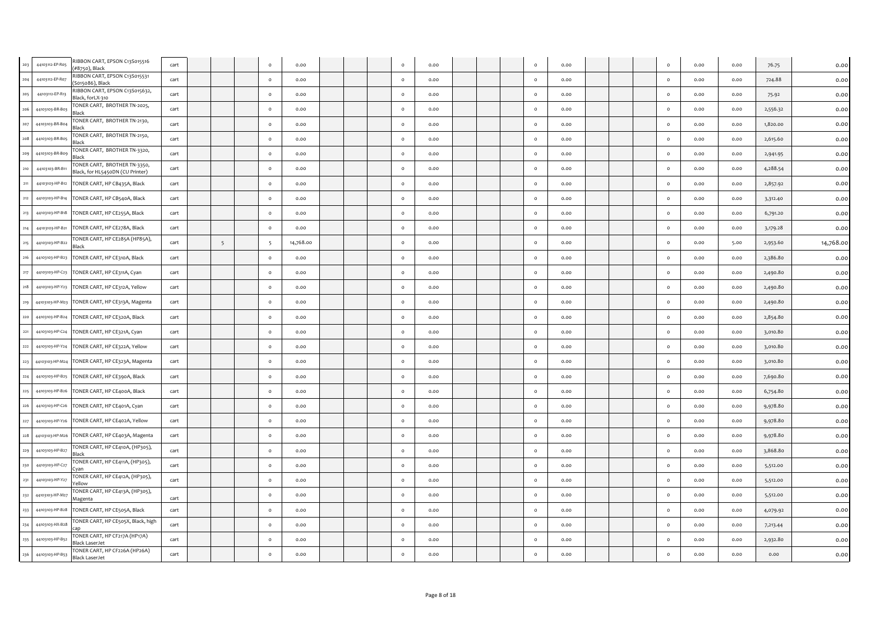| | | | | | | | | | | | | | | | | | | | | | | | | | | |
|---|---|---|---|---|---|---|---|---|---|---|---|---|---|---|---|---|---|---|---|---|---|---|---|---|---|---|
| 203 | 44103112-EP-R05 | RIBBON CART, EPSON C13S015516 (#8750), Black | cart | | | | 0 | 0.00 | | | | 0 | 0.00 | | | | 0 | 0.00 | | | | 0 | 0.00 | 0.00 | 76.75 | 0.00 |
| 204 | 44103112-EP-R07 | RIBBON CART, EPSON C13S015531 (S015086), Black | cart | | | | 0 | 0.00 | | | | 0 | 0.00 | | | | 0 | 0.00 | | | | 0 | 0.00 | 0.00 | 724.88 | 0.00 |
| 205 | 44103112-EP-R13 | RIBBON CART, EPSON C13S015632, Black, forLX-310 | cart | | | | 0 | 0.00 | | | | 0 | 0.00 | | | | 0 | 0.00 | | | | 0 | 0.00 | 0.00 | 75.92 | 0.00 |
| 206 | 44103103-BR-B03 | TONER CART, BROTHER TN-2025, Black | cart | | | | 0 | 0.00 | | | | 0 | 0.00 | | | | 0 | 0.00 | | | | 0 | 0.00 | 0.00 | 2,556.32 | 0.00 |
| 207 | 44103103-BR-B04 | TONER CART, BROTHER TN-2130, Black | cart | | | | 0 | 0.00 | | | | 0 | 0.00 | | | | 0 | 0.00 | | | | 0 | 0.00 | 0.00 | 1,820.00 | 0.00 |
| 208 | 44103103-BR-B05 | TONER CART, BROTHER TN-2150, Black | cart | | | | 0 | 0.00 | | | | 0 | 0.00 | | | | 0 | 0.00 | | | | 0 | 0.00 | 0.00 | 2,615.60 | 0.00 |
| 209 | 44103103-BR-B09 | TONER CART, BROTHER TN-3320, Black | cart | | | | 0 | 0.00 | | | | 0 | 0.00 | | | | 0 | 0.00 | | | | 0 | 0.00 | 0.00 | 2,941.95 | 0.00 |
| 210 | 44103103-BR-B11 | TONER CART, BROTHER TN-3350, Black, for HL5450DN (CU Printer) | cart | | | | 0 | 0.00 | | | | 0 | 0.00 | | | | 0 | 0.00 | | | | 0 | 0.00 | 0.00 | 4,288.54 | 0.00 |
| 211 | 44103103-HP-B12 | TONER CART, HP CB435A, Black | cart | | | | 0 | 0.00 | | | | 0 | 0.00 | | | | 0 | 0.00 | | | | 0 | 0.00 | 0.00 | 2,857.92 | 0.00 |
| 212 | 44103103-HP-B14 | TONER CART, HP CB540A, Black | cart | | | | 0 | 0.00 | | | | 0 | 0.00 | | | | 0 | 0.00 | | | | 0 | 0.00 | 0.00 | 3,312.40 | 0.00 |
| 213 | 44103103-HP-B18 | TONER CART, HP CE255A, Black | cart | | | | 0 | 0.00 | | | | 0 | 0.00 | | | | 0 | 0.00 | | | | 0 | 0.00 | 0.00 | 6,791.20 | 0.00 |
| 214 | 44103103-HP-B21 | TONER CART, HP CE278A, Black | cart | | | | 0 | 0.00 | | | | 0 | 0.00 | | | | 0 | 0.00 | | | | 0 | 0.00 | 0.00 | 3,179.28 | 0.00 |
| 215 | 44103103-HP-B22 | TONER CART, HP CE285A (HP85A), Black | cart | | 5 | | 5 | 14,768.00 | | | | 0 | 0.00 | | | | 0 | 0.00 | | | | 0 | 0.00 | 5.00 | 2,953.60 | 14,768.00 |
| 216 | 44103103-HP-B23 | TONER CART, HP CE310A, Black | cart | | | | 0 | 0.00 | | | | 0 | 0.00 | | | | 0 | 0.00 | | | | 0 | 0.00 | 0.00 | 2,386.80 | 0.00 |
| 217 | 44103103-HP-C23 | TONER CART, HP CE311A, Cyan | cart | | | | 0 | 0.00 | | | | 0 | 0.00 | | | | 0 | 0.00 | | | | 0 | 0.00 | 0.00 | 2,490.80 | 0.00 |
| 218 | 44103103-HP-Y23 | TONER CART, HP CE312A, Yellow | cart | | | | 0 | 0.00 | | | | 0 | 0.00 | | | | 0 | 0.00 | | | | 0 | 0.00 | 0.00 | 2,490.80 | 0.00 |
| 219 | 44103103-HP-M23 | TONER CART, HP CE313A, Magenta | cart | | | | 0 | 0.00 | | | | 0 | 0.00 | | | | 0 | 0.00 | | | | 0 | 0.00 | 0.00 | 2,490.80 | 0.00 |
| 220 | 44103103-HP-B24 | TONER CART, HP CE320A, Black | cart | | | | 0 | 0.00 | | | | 0 | 0.00 | | | | 0 | 0.00 | | | | 0 | 0.00 | 0.00 | 2,854.80 | 0.00 |
| 221 | 44103103-HP-C24 | TONER CART, HP CE321A, Cyan | cart | | | | 0 | 0.00 | | | | 0 | 0.00 | | | | 0 | 0.00 | | | | 0 | 0.00 | 0.00 | 3,010.80 | 0.00 |
| 222 | 44103103-HP-Y24 | TONER CART, HP CE322A, Yellow | cart | | | | 0 | 0.00 | | | | 0 | 0.00 | | | | 0 | 0.00 | | | | 0 | 0.00 | 0.00 | 3,010.80 | 0.00 |
| 223 | 44103103-HP-M24 | TONER CART, HP CE323A, Magenta | cart | | | | 0 | 0.00 | | | | 0 | 0.00 | | | | 0 | 0.00 | | | | 0 | 0.00 | 0.00 | 3,010.80 | 0.00 |
| 224 | 44103103-HP-B25 | TONER CART, HP CE390A, Black | cart | | | | 0 | 0.00 | | | | 0 | 0.00 | | | | 0 | 0.00 | | | | 0 | 0.00 | 0.00 | 7,690.80 | 0.00 |
| 225 | 44103103-HP-B26 | TONER CART, HP CE400A, Black | cart | | | | 0 | 0.00 | | | | 0 | 0.00 | | | | 0 | 0.00 | | | | 0 | 0.00 | 0.00 | 6,754.80 | 0.00 |
| 226 | 44103103-HP-C26 | TONER CART, HP CE401A, Cyan | cart | | | | 0 | 0.00 | | | | 0 | 0.00 | | | | 0 | 0.00 | | | | 0 | 0.00 | 0.00 | 9,978.80 | 0.00 |
| 227 | 44103103-HP-Y26 | TONER CART, HP CE402A, Yellow | cart | | | | 0 | 0.00 | | | | 0 | 0.00 | | | | 0 | 0.00 | | | | 0 | 0.00 | 0.00 | 9,978.80 | 0.00 |
| 228 | 44103103-HP-M26 | TONER CART, HP CE403A, Magenta | cart | | | | 0 | 0.00 | | | | 0 | 0.00 | | | | 0 | 0.00 | | | | 0 | 0.00 | 0.00 | 9,978.80 | 0.00 |
| 229 | 44103103-HP-B27 | TONER CART, HP CE410A, (HP305), Black | cart | | | | 0 | 0.00 | | | | 0 | 0.00 | | | | 0 | 0.00 | | | | 0 | 0.00 | 0.00 | 3,868.80 | 0.00 |
| 230 | 44103103-HP-C27 | TONER CART, HP CE411A, (HP305), Cyan | cart | | | | 0 | 0.00 | | | | 0 | 0.00 | | | | 0 | 0.00 | | | | 0 | 0.00 | 0.00 | 5,512.00 | 0.00 |
| 231 | 44103103-HP-Y27 | TONER CART, HP CE412A, (HP305), Yellow | cart | | | | 0 | 0.00 | | | | 0 | 0.00 | | | | 0 | 0.00 | | | | 0 | 0.00 | 0.00 | 5,512.00 | 0.00 |
| 232 | 44103103-HP-M27 | TONER CART, HP CE413A, (HP305), Magenta | cart | | | | 0 | 0.00 | | | | 0 | 0.00 | | | | 0 | 0.00 | | | | 0 | 0.00 | 0.00 | 5,512.00 | 0.00 |
| 233 | 44103103-HP-B28 | TONER CART, HP CE505A, Black | cart | | | | 0 | 0.00 | | | | 0 | 0.00 | | | | 0 | 0.00 | | | | 0 | 0.00 | 0.00 | 4,079.92 | 0.00 |
| 234 | 44103103-HX-B28 | TONER CART, HP CE505X, Black, high cap | cart | | | | 0 | 0.00 | | | | 0 | 0.00 | | | | 0 | 0.00 | | | | 0 | 0.00 | 0.00 | 7,213.44 | 0.00 |
| 235 | 44103103-HP-B52 | TONER CART, HP CF217A (HP17A) Black LaserJet | cart | | | | 0 | 0.00 | | | | 0 | 0.00 | | | | 0 | 0.00 | | | | 0 | 0.00 | 0.00 | 2,932.80 | 0.00 |
| 236 | 44103103-HP-B53 | TONER CART, HP CF226A (HP26A) Black LaserJet | cart | | | | 0 | 0.00 | | | | 0 | 0.00 | | | | 0 | 0.00 | | | | 0 | 0.00 | 0.00 | 0.00 | 0.00 |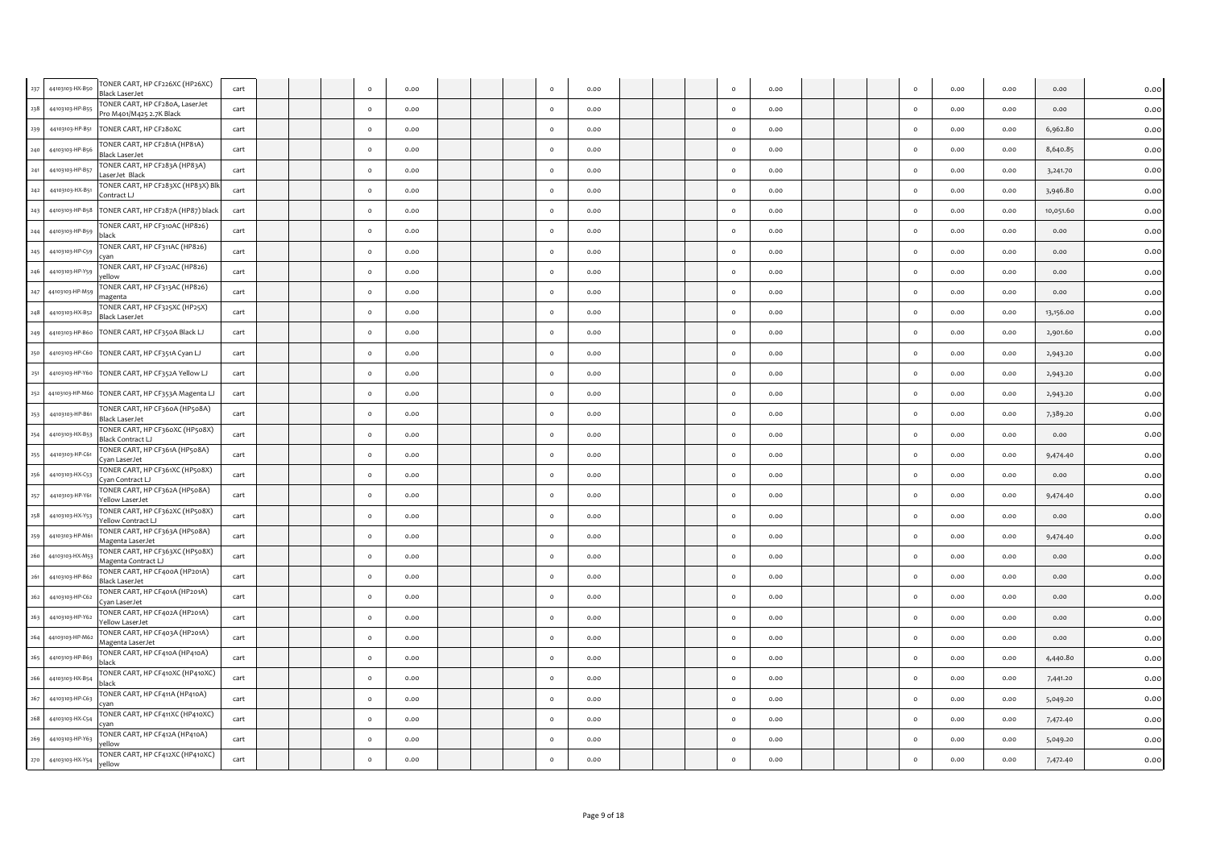| | | | | | | | | | | | | | | | | | | | | | | |
|---|---|---|---|---|---|---|---|---|---|---|---|---|---|---|---|---|---|---|---|---|---|---|
| 237 | 44103103-HX-B50 | TONER CART, HP CF226XC (HP26XC) Black LaserJet | cart | | | 0 | 0.00 | | | 0 | 0.00 | | | 0 | 0.00 | | | 0 | 0.00 | 0.00 | 0.00 | 0.00 |
| 238 | 44103103-HP-B55 | TONER CART, HP CF280A, LaserJet Pro M401/M425 2.7K Black | cart | | | 0 | 0.00 | | | 0 | 0.00 | | | 0 | 0.00 | | | 0 | 0.00 | 0.00 | 0.00 | 0.00 |
| 239 | 44103103-HP-B51 | TONER CART, HP CF280XC | cart | | | 0 | 0.00 | | | 0 | 0.00 | | | 0 | 0.00 | | | 0 | 0.00 | 0.00 | 6,962.80 | 0.00 |
| 240 | 44103103-HP-B56 | TONER CART, HP CF281A (HP81A) Black LaserJet | cart | | | 0 | 0.00 | | | 0 | 0.00 | | | 0 | 0.00 | | | 0 | 0.00 | 0.00 | 8,640.85 | 0.00 |
| 241 | 44103103-HP-B57 | TONER CART, HP CF283A (HP83A) LaserJet Black | cart | | | 0 | 0.00 | | | 0 | 0.00 | | | 0 | 0.00 | | | 0 | 0.00 | 0.00 | 3,241.70 | 0.00 |
| 242 | 44103103-HX-B51 | TONER CART, HP CF283XC (HP83X) Blk Contract LJ | cart | | | 0 | 0.00 | | | 0 | 0.00 | | | 0 | 0.00 | | | 0 | 0.00 | 0.00 | 3,946.80 | 0.00 |
| 243 | 44103103-HP-B58 | TONER CART, HP CF287A (HP87) black | cart | | | 0 | 0.00 | | | 0 | 0.00 | | | 0 | 0.00 | | | 0 | 0.00 | 0.00 | 10,051.60 | 0.00 |
| 244 | 44103103-HP-B59 | TONER CART, HP CF310AC (HP826) black | cart | | | 0 | 0.00 | | | 0 | 0.00 | | | 0 | 0.00 | | | 0 | 0.00 | 0.00 | 0.00 | 0.00 |
| 245 | 44103103-HP-C59 | TONER CART, HP CF311AC (HP826) cyan | cart | | | 0 | 0.00 | | | 0 | 0.00 | | | 0 | 0.00 | | | 0 | 0.00 | 0.00 | 0.00 | 0.00 |
| 246 | 44103103-HP-Y59 | TONER CART, HP CF312AC (HP826) yellow | cart | | | 0 | 0.00 | | | 0 | 0.00 | | | 0 | 0.00 | | | 0 | 0.00 | 0.00 | 0.00 | 0.00 |
| 247 | 44103103-HP-M59 | TONER CART, HP CF313AC (HP826) magenta | cart | | | 0 | 0.00 | | | 0 | 0.00 | | | 0 | 0.00 | | | 0 | 0.00 | 0.00 | 0.00 | 0.00 |
| 248 | 44103103-HX-B52 | TONER CART, HP CF325XC (HP25X) Black LaserJet | cart | | | 0 | 0.00 | | | 0 | 0.00 | | | 0 | 0.00 | | | 0 | 0.00 | 0.00 | 13,156.00 | 0.00 |
| 249 | 44103103-HP-B60 | TONER CART, HP CF350A Black LJ | cart | | | 0 | 0.00 | | | 0 | 0.00 | | | 0 | 0.00 | | | 0 | 0.00 | 0.00 | 2,901.60 | 0.00 |
| 250 | 44103103-HP-C60 | TONER CART, HP CF351A Cyan LJ | cart | | | 0 | 0.00 | | | 0 | 0.00 | | | 0 | 0.00 | | | 0 | 0.00 | 0.00 | 2,943.20 | 0.00 |
| 251 | 44103103-HP-Y60 | TONER CART, HP CF352A Yellow LJ | cart | | | 0 | 0.00 | | | 0 | 0.00 | | | 0 | 0.00 | | | 0 | 0.00 | 0.00 | 2,943.20 | 0.00 |
| 252 | 44103103-HP-M60 | TONER CART, HP CF353A Magenta LJ | cart | | | 0 | 0.00 | | | 0 | 0.00 | | | 0 | 0.00 | | | 0 | 0.00 | 0.00 | 2,943.20 | 0.00 |
| 253 | 44103103-HP-B61 | TONER CART, HP CF360A (HP508A) Black LaserJet | cart | | | 0 | 0.00 | | | 0 | 0.00 | | | 0 | 0.00 | | | 0 | 0.00 | 0.00 | 7,389.20 | 0.00 |
| 254 | 44103103-HX-B53 | TONER CART, HP CF360XC (HP508X) Black Contract LJ | cart | | | 0 | 0.00 | | | 0 | 0.00 | | | 0 | 0.00 | | | 0 | 0.00 | 0.00 | 0.00 | 0.00 |
| 255 | 44103103-HP-C61 | TONER CART, HP CF361A (HP508A) Cyan LaserJet | cart | | | 0 | 0.00 | | | 0 | 0.00 | | | 0 | 0.00 | | | 0 | 0.00 | 0.00 | 9,474.40 | 0.00 |
| 256 | 44103103-HX-C53 | TONER CART, HP CF361XC (HP508X) Cyan Contract LJ | cart | | | 0 | 0.00 | | | 0 | 0.00 | | | 0 | 0.00 | | | 0 | 0.00 | 0.00 | 0.00 | 0.00 |
| 257 | 44103103-HP-Y61 | TONER CART, HP CF362A (HP508A) Yellow LaserJet | cart | | | 0 | 0.00 | | | 0 | 0.00 | | | 0 | 0.00 | | | 0 | 0.00 | 0.00 | 9,474.40 | 0.00 |
| 258 | 44103103-HX-Y53 | TONER CART, HP CF362XC (HP508X) Yellow Contract LJ | cart | | | 0 | 0.00 | | | 0 | 0.00 | | | 0 | 0.00 | | | 0 | 0.00 | 0.00 | 0.00 | 0.00 |
| 259 | 44103103-HP-M61 | TONER CART, HP CF363A (HP508A) Magenta LaserJet | cart | | | 0 | 0.00 | | | 0 | 0.00 | | | 0 | 0.00 | | | 0 | 0.00 | 0.00 | 9,474.40 | 0.00 |
| 260 | 44103103-HX-M53 | TONER CART, HP CF363XC (HP508X) Magenta Contract LJ | cart | | | 0 | 0.00 | | | 0 | 0.00 | | | 0 | 0.00 | | | 0 | 0.00 | 0.00 | 0.00 | 0.00 |
| 261 | 44103103-HP-B62 | TONER CART, HP CF400A (HP201A) Black LaserJet | cart | | | 0 | 0.00 | | | 0 | 0.00 | | | 0 | 0.00 | | | 0 | 0.00 | 0.00 | 0.00 | 0.00 |
| 262 | 44103103-HP-C62 | TONER CART, HP CF401A (HP201A) Cyan LaserJet | cart | | | 0 | 0.00 | | | 0 | 0.00 | | | 0 | 0.00 | | | 0 | 0.00 | 0.00 | 0.00 | 0.00 |
| 263 | 44103103-HP-Y62 | TONER CART, HP CF402A (HP201A) Yellow LaserJet | cart | | | 0 | 0.00 | | | 0 | 0.00 | | | 0 | 0.00 | | | 0 | 0.00 | 0.00 | 0.00 | 0.00 |
| 264 | 44103103-HP-M62 | TONER CART, HP CF403A (HP201A) Magenta LaserJet | cart | | | 0 | 0.00 | | | 0 | 0.00 | | | 0 | 0.00 | | | 0 | 0.00 | 0.00 | 0.00 | 0.00 |
| 265 | 44103103-HP-B63 | TONER CART, HP CF410A (HP410A) black | cart | | | 0 | 0.00 | | | 0 | 0.00 | | | 0 | 0.00 | | | 0 | 0.00 | 0.00 | 4,440.80 | 0.00 |
| 266 | 44103103-HX-B54 | TONER CART, HP CF410XC (HP410XC) black | cart | | | 0 | 0.00 | | | 0 | 0.00 | | | 0 | 0.00 | | | 0 | 0.00 | 0.00 | 7,441.20 | 0.00 |
| 267 | 44103103-HP-C63 | TONER CART, HP CF411A (HP410A) cyan | cart | | | 0 | 0.00 | | | 0 | 0.00 | | | 0 | 0.00 | | | 0 | 0.00 | 0.00 | 5,049.20 | 0.00 |
| 268 | 44103103-HX-C54 | TONER CART, HP CF411XC (HP410XC) cyan | cart | | | 0 | 0.00 | | | 0 | 0.00 | | | 0 | 0.00 | | | 0 | 0.00 | 0.00 | 7,472.40 | 0.00 |
| 269 | 44103103-HP-Y63 | TONER CART, HP CF412A (HP410A) yellow | cart | | | 0 | 0.00 | | | 0 | 0.00 | | | 0 | 0.00 | | | 0 | 0.00 | 0.00 | 5,049.20 | 0.00 |
| 270 | 44103103-HX-Y54 | TONER CART, HP CF412XC (HP410XC) yellow | cart | | | 0 | 0.00 | | | 0 | 0.00 | | | 0 | 0.00 | | | 0 | 0.00 | 0.00 | 7,472.40 | 0.00 |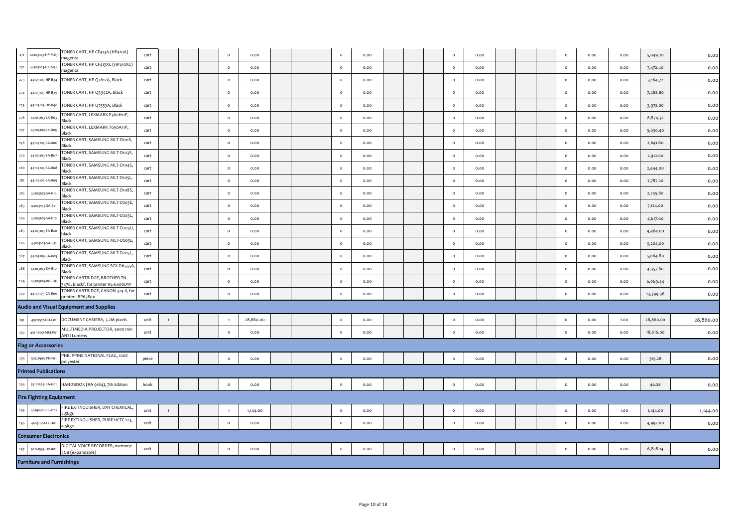| | | | | | | | | | | | | | | | | | | | | | | | | | | |
|---|---|---|---|---|---|---|---|---|---|---|---|---|---|---|---|---|---|---|---|---|---|---|---|---|---|---|
| 271 | 44103103-HP-M63 | TONER CART, HP CF413A (HP410A) magenta | cart | | | | 0 | 0.00 | | | | 0 | 0.00 | | | | 0 | 0.00 | | | | 0 | 0.00 | 0.00 | 5,049.20 | 0.00 |
| 272 | 44103103-HX-M54 | TONER CART, HP CF413XC (HP410XC) magenta | cart | | | | 0 | 0.00 | | | | 0 | 0.00 | | | | 0 | 0.00 | | | | 0 | 0.00 | 0.00 | 7,472.40 | 0.00 |
| 273 | 44103103-HP-B34 | TONER CART, HP Q2612A, Black | cart | | | | 0 | 0.00 | | | | 0 | 0.00 | | | | 0 | 0.00 | | | | 0 | 0.00 | 0.00 | 3,164.72 | 0.00 |
| 274 | 44103103-HP-B39 | TONER CART, HP Q5942A, Black | cart | | | | 0 | 0.00 | | | | 0 | 0.00 | | | | 0 | 0.00 | | | | 0 | 0.00 | 0.00 | 7,482.80 | 0.00 |
| 275 | 44103103-HP-B48 | TONER CART, HP Q7553A, Black | cart | | | | 0 | 0.00 | | | | 0 | 0.00 | | | | 0 | 0.00 | | | | 0 | 0.00 | 0.00 | 3,972.80 | 0.00 |
| 276 | 44103103-LX-B03 | TONER CART, LEXMARK E360H11P, Black | cart | | | | 0 | 0.00 | | | | 0 | 0.00 | | | | 0 | 0.00 | | | | 0 | 0.00 | 0.00 | 8,874.32 | 0.00 |
| 277 | 44103103-LX-B05 | TONER CART, LEXMARK T650A11P, Black | cart | | | | 0 | 0.00 | | | | 0 | 0.00 | | | | 0 | 0.00 | | | | 0 | 0.00 | 0.00 | 9,630.40 | 0.00 |
| 278 | 44103103-SA-B06 | TONER CART, SAMSUNG MLT-D101S, Black | cart | | | | 0 | 0.00 | | | | 0 | 0.00 | | | | 0 | 0.00 | | | | 0 | 0.00 | 0.00 | 2,641.60 | 0.00 |
| 279 | 44103103-SA-B07 | TONER CART, SAMSUNG MLT-D103S, Black | cart | | | | 0 | 0.00 | | | | 0 | 0.00 | | | | 0 | 0.00 | | | | 0 | 0.00 | 0.00 | 2,912.00 | 0.00 |
| 280 | 44103103-SA-B08 | TONER CART, SAMSUNG MLT-D104S, Black | cart | | | | 0 | 0.00 | | | | 0 | 0.00 | | | | 0 | 0.00 | | | | 0 | 0.00 | 0.00 | 2,444.00 | 0.00 |
| 281 | 44103103-SA-B09 | TONER CART, SAMSUNG MLT-D105L, Black | cart | | | | 0 | 0.00 | | | | 0 | 0.00 | | | | 0 | 0.00 | | | | 0 | 0.00 | 0.00 | 2,787.20 | 0.00 |
| 282 | 44103103-SA-B14 | TONER CART, SAMSUNG MLT-D108S, Black | cart | | | | 0 | 0.00 | | | | 0 | 0.00 | | | | 0 | 0.00 | | | | 0 | 0.00 | 0.00 | 2,745.60 | 0.00 |
| 283 | 44103103-SA-B21 | TONER CART, SAMSUNG MLT-D203E, Black | cart | | | | 0 | 0.00 | | | | 0 | 0.00 | | | | 0 | 0.00 | | | | 0 | 0.00 | 0.00 | 7,124.00 | 0.00 |
| 284 | 44103103-SA-B18 | TONER CART, SAMSUNG MLT-D203L, Black | cart | | | | 0 | 0.00 | | | | 0 | 0.00 | | | | 0 | 0.00 | | | | 0 | 0.00 | 0.00 | 4,617.60 | 0.00 |
| 285 | 44103103-SA-B20 | TONER CART, SAMSUNG MLT-D203U, black | cart | | | | 0 | 0.00 | | | | 0 | 0.00 | | | | 0 | 0.00 | | | | 0 | 0.00 | 0.00 | 9,464.00 | 0.00 |
| 286 | 44103103-SA-B12 | TONER CART, SAMSUNG MLT-D205E, Black | cart | | | | 0 | 0.00 | | | | 0 | 0.00 | | | | 0 | 0.00 | | | | 0 | 0.00 | 0.00 | 9,204.00 | 0.00 |
| 287 | 44103103-SA-B05 | TONER CART, SAMSUNG MLT-D205L, Black | cart | | | | 0 | 0.00 | | | | 0 | 0.00 | | | | 0 | 0.00 | | | | 0 | 0.00 | 0.00 | 5,064.80 | 0.00 |
| 288 | 44103103-SA-B10 | TONER CART, SAMSUNG SCX-D6555A, Black | cart | | | | 0 | 0.00 | | | | 0 | 0.00 | | | | 0 | 0.00 | | | | 0 | 0.00 | 0.00 | 4,357.60 | 0.00 |
| 289 | 44103103-BR-B15 | TONER CARTRIDGE, BROTHER TN-3478, Blackf, for printer HL-6400DW | cart | | | | 0 | 0.00 | | | | 0 | 0.00 | | | | 0 | 0.00 | | | | 0 | 0.00 | 0.00 | 6,069.44 | 0.00 |
| 290 | 44103103-CA-B00 | TONER CARTRIDGE, CANON 324 II, for printer LBP6780x | cart | | | | 0 | 0.00 | | | | 0 | 0.00 | | | | 0 | 0.00 | | | | 0 | 0.00 | 0.00 | 13,399.36 | 0.00 |
| **Audio and Visual Equipment and Supplies** | | | | | | | | | | | | | | | | | | | | | | | | | | |
| 291 | 45121517-DO-C01 | DOCUMENT CAMERA, 3.2M pixels | unit | 1 | | | 1 | 28,860.00 | | | | 0 | 0.00 | | | | 0 | 0.00 | | | | 0 | 0.00 | 1.00 | 28,860.00 | 28,860.00 |
| 292 | 45111609-MM-P01 | MULTIMEDIA PROJECTOR, 4000 min ANSI Lumens | unit | | | | 0 | 0.00 | | | | 0 | 0.00 | | | | 0 | 0.00 | | | | 0 | 0.00 | 0.00 | 18,616.00 | 0.00 |
| **Flag or Accessories** | | | | | | | | | | | | | | | | | | | | | | | | | | |
| 293 | 55121905-PH-F01 | PHILIPPINE NATIONAL FLAG, 100% polyester | piece | | | | 0 | 0.00 | | | | 0 | 0.00 | | | | 0 | 0.00 | | | | 0 | 0.00 | 0.00 | 319.28 | 0.00 |
| **Printed Publications** | | | | | | | | | | | | | | | | | | | | | | | | | | |
| 294 | 55101524-RA-H01 | HANDBOOK (RA 9184), 7th Edition | book | | | | 0 | 0.00 | | | | 0 | 0.00 | | | | 0 | 0.00 | | | | 0 | 0.00 | 0.00 | 46.28 | 0.00 |
| **Fire Fighting Equipment** | | | | | | | | | | | | | | | | | | | | | | | | | | |
| 295 | 46191601-FE-M01 | FIRE EXTINGUISHER, DRY CHEMICAL, 4.5kgs | unit | 1 | | | 1 | 1,144.00 | | | | 0 | 0.00 | | | | 0 | 0.00 | | | | 0 | 0.00 | 1.00 | 1,144.00 | 1,144.00 |
| 296 | 46191601-FE-H01 | FIRE EXTINGUISHER, PURE HCFC 123, 4.5kgs | unit | | | | 0 | 0.00 | | | | 0 | 0.00 | | | | 0 | 0.00 | | | | 0 | 0.00 | 0.00 | 4,992.00 | 0.00 |
| **Consumer Electronics** | | | | | | | | | | | | | | | | | | | | | | | | | | |
| 297 | 52161535-DV-R01 | DIGITAL VOICE RECORDER, memory: 4GB (expandable) | unit | | | | 0 | 0.00 | | | | 0 | 0.00 | | | | 0 | 0.00 | | | | 0 | 0.00 | 0.00 | 6,828.14 | 0.00 |
| **Furniture and Furnishings** | | | | | | | | | | | | | | | | | | | | | | | | | | |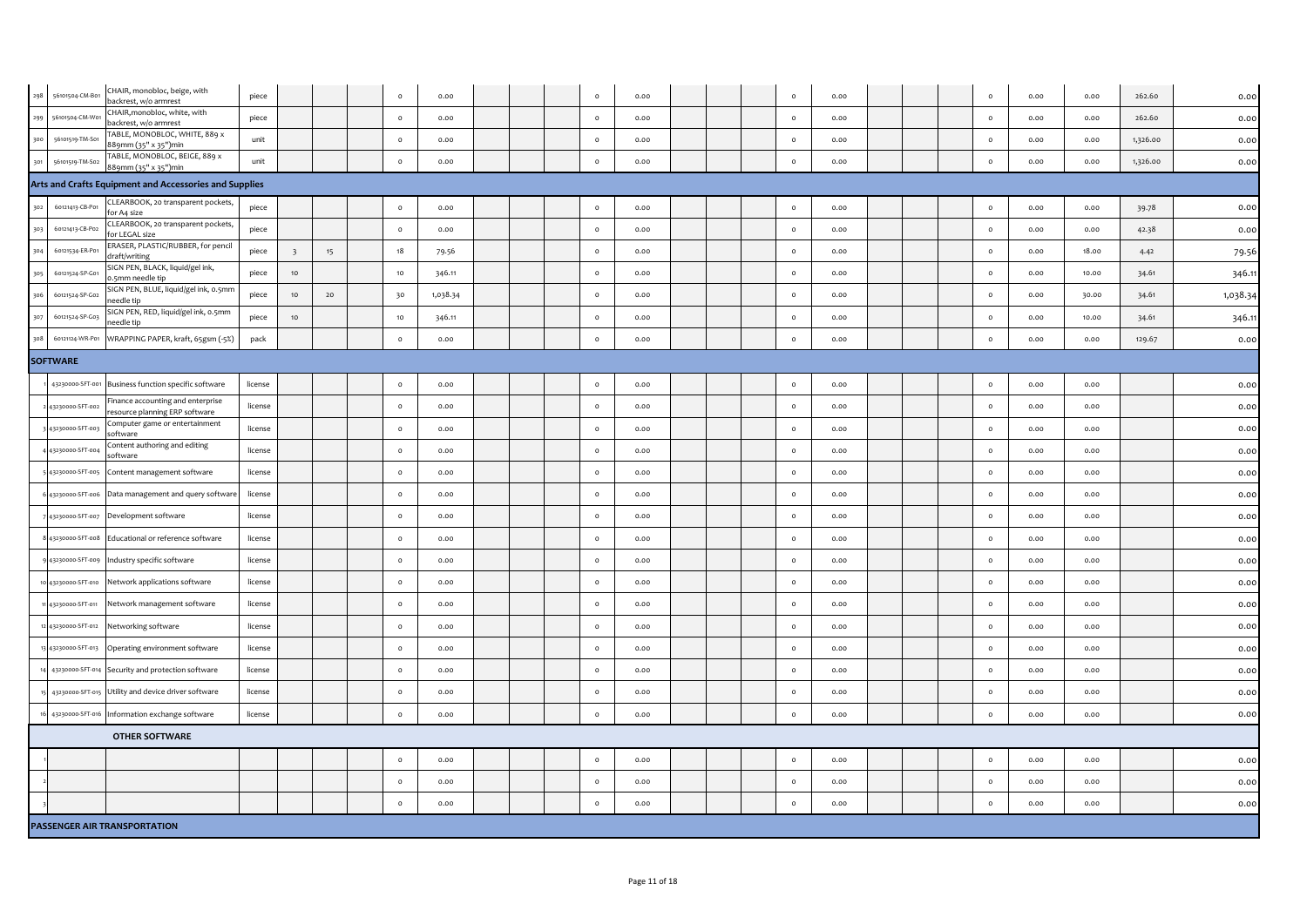| | | | | | | | | | | | | | | | | | | | | | | | | | | |
|---|---|---|---|---|---|---|---|---|---|---|---|---|---|---|---|---|---|---|---|---|---|---|---|---|---|---|
| 298 | 56101504-CM-B01 | CHAIR, monobloc, beige, with backrest, w/o armrest | piece | | | | 0 | 0.00 | | | | 0 | 0.00 | | | | 0 | 0.00 | | | | 0 | 0.00 | 0.00 | 262.60 | 0.00 |
| 299 | 56101504-CM-W01 | CHAIR,monobloc, white, with backrest, w/o armrest | piece | | | | 0 | 0.00 | | | | 0 | 0.00 | | | | 0 | 0.00 | | | | 0 | 0.00 | 0.00 | 262.60 | 0.00 |
| 300 | 56101519-TM-S01 | TABLE, MONOBLOC, WHITE, 889 x 889mm (35" x 35")min | unit | | | | 0 | 0.00 | | | | 0 | 0.00 | | | | 0 | 0.00 | | | | 0 | 0.00 | 0.00 | 1,326.00 | 0.00 |
| 301 | 56101519-TM-S02 | TABLE, MONOBLOC, BEIGE, 889 x 889mm (35" x 35")min | unit | | | | 0 | 0.00 | | | | 0 | 0.00 | | | | 0 | 0.00 | | | | 0 | 0.00 | 0.00 | 1,326.00 | 0.00 |
| **Arts and Crafts Equipment and Accessories and Supplies** | | | | | | | | | | | | | | | | | | | | | | | | | | |
| 302 | 60121413-CB-P01 | CLEARBOOK, 20 transparent pockets, for A4 size | piece | | | | 0 | 0.00 | | | | 0 | 0.00 | | | | 0 | 0.00 | | | | 0 | 0.00 | 0.00 | 39.78 | 0.00 |
| 303 | 60121413-CB-P02 | CLEARBOOK, 20 transparent pockets, for LEGAL size | piece | | | | 0 | 0.00 | | | | 0 | 0.00 | | | | 0 | 0.00 | | | | 0 | 0.00 | 0.00 | 42.38 | 0.00 |
| 304 | 60121534-ER-P01 | ERASER, PLASTIC/RUBBER, for pencil draft/writing | piece | 3 | 15 | | 18 | 79.56 | | | | 0 | 0.00 | | | | 0 | 0.00 | | | | 0 | 0.00 | 18.00 | 4.42 | 79.56 |
| 305 | 60121524-SP-G01 | SIGN PEN, BLACK, liquid/gel ink, 0.5mm needle tip | piece | 10 | | | 10 | 346.11 | | | | 0 | 0.00 | | | | 0 | 0.00 | | | | 0 | 0.00 | 10.00 | 34.61 | 346.11 |
| 306 | 60121524-SP-G02 | SIGN PEN, BLUE, liquid/gel ink, 0.5mm needle tip | piece | 10 | 20 | | 30 | 1,038.34 | | | | 0 | 0.00 | | | | 0 | 0.00 | | | | 0 | 0.00 | 30.00 | 34.61 | 1,038.34 |
| 307 | 60121524-SP-G03 | SIGN PEN, RED, liquid/gel ink, 0.5mm needle tip | piece | 10 | | | 10 | 346.11 | | | | 0 | 0.00 | | | | 0 | 0.00 | | | | 0 | 0.00 | 10.00 | 34.61 | 346.11 |
| 308 | 60121124-WR-P01 | WRAPPING PAPER, kraft, 65gsm (-5%) | pack | | | | 0 | 0.00 | | | | 0 | 0.00 | | | | 0 | 0.00 | | | | 0 | 0.00 | 0.00 | 129.67 | 0.00 |
| **SOFTWARE** | | | | | | | | | | | | | | | | | | | | | | | | | | |
| 1 | 43230000-SFT-001 | Business function specific software | license | | | | 0 | 0.00 | | | | 0 | 0.00 | | | | 0 | 0.00 | | | | 0 | 0.00 | 0.00 | | 0.00 |
| 2 | 43230000-SFT-002 | Finance accounting and enterprise resource planning ERP software | license | | | | 0 | 0.00 | | | | 0 | 0.00 | | | | 0 | 0.00 | | | | 0 | 0.00 | 0.00 | | 0.00 |
| 3 | 43230000-SFT-003 | Computer game or entertainment software | license | | | | 0 | 0.00 | | | | 0 | 0.00 | | | | 0 | 0.00 | | | | 0 | 0.00 | 0.00 | | 0.00 |
| 4 | 43230000-SFT-004 | Content authoring and editing software | license | | | | 0 | 0.00 | | | | 0 | 0.00 | | | | 0 | 0.00 | | | | 0 | 0.00 | 0.00 | | 0.00 |
| 5 | 43230000-SFT-005 | Content management software | license | | | | 0 | 0.00 | | | | 0 | 0.00 | | | | 0 | 0.00 | | | | 0 | 0.00 | 0.00 | | 0.00 |
| 6 | 43230000-SFT-006 | Data management and query software | license | | | | 0 | 0.00 | | | | 0 | 0.00 | | | | 0 | 0.00 | | | | 0 | 0.00 | 0.00 | | 0.00 |
| 7 | 43230000-SFT-007 | Development software | license | | | | 0 | 0.00 | | | | 0 | 0.00 | | | | 0 | 0.00 | | | | 0 | 0.00 | 0.00 | | 0.00 |
| 8 | 43230000-SFT-008 | Educational or reference software | license | | | | 0 | 0.00 | | | | 0 | 0.00 | | | | 0 | 0.00 | | | | 0 | 0.00 | 0.00 | | 0.00 |
| 9 | 43230000-SFT-009 | Industry specific software | license | | | | 0 | 0.00 | | | | 0 | 0.00 | | | | 0 | 0.00 | | | | 0 | 0.00 | 0.00 | | 0.00 |
| 10 | 43230000-SFT-010 | Network applications software | license | | | | 0 | 0.00 | | | | 0 | 0.00 | | | | 0 | 0.00 | | | | 0 | 0.00 | 0.00 | | 0.00 |
| 11 | 43230000-SFT-011 | Network management software | license | | | | 0 | 0.00 | | | | 0 | 0.00 | | | | 0 | 0.00 | | | | 0 | 0.00 | 0.00 | | 0.00 |
| 12 | 43230000-SFT-012 | Networking software | license | | | | 0 | 0.00 | | | | 0 | 0.00 | | | | 0 | 0.00 | | | | 0 | 0.00 | 0.00 | | 0.00 |
| 13 | 43230000-SFT-013 | Operating environment software | license | | | | 0 | 0.00 | | | | 0 | 0.00 | | | | 0 | 0.00 | | | | 0 | 0.00 | 0.00 | | 0.00 |
| 14 | 43230000-SFT-014 | Security and protection software | license | | | | 0 | 0.00 | | | | 0 | 0.00 | | | | 0 | 0.00 | | | | 0 | 0.00 | 0.00 | | 0.00 |
| 15 | 43230000-SFT-015 | Utility and device driver software | license | | | | 0 | 0.00 | | | | 0 | 0.00 | | | | 0 | 0.00 | | | | 0 | 0.00 | 0.00 | | 0.00 |
| 16 | 43230000-SFT-016 | Information exchange software | license | | | | 0 | 0.00 | | | | 0 | 0.00 | | | | 0 | 0.00 | | | | 0 | 0.00 | 0.00 | | 0.00 |
| | | **OTHER SOFTWARE** | | | | | | | | | | | | | | | | | | | | | | | | |
| 1 | | | | | | | 0 | 0.00 | | | | 0 | 0.00 | | | | 0 | 0.00 | | | | 0 | 0.00 | 0.00 | | 0.00 |
| 2 | | | | | | | 0 | 0.00 | | | | 0 | 0.00 | | | | 0 | 0.00 | | | | 0 | 0.00 | 0.00 | | 0.00 |
| 3 | | | | | | | 0 | 0.00 | | | | 0 | 0.00 | | | | 0 | 0.00 | | | | 0 | 0.00 | 0.00 | | 0.00 |
| **PASSENGER AIR TRANSPORTATION** | | | | | | | | | | | | | | | | | | | | | | | | | | |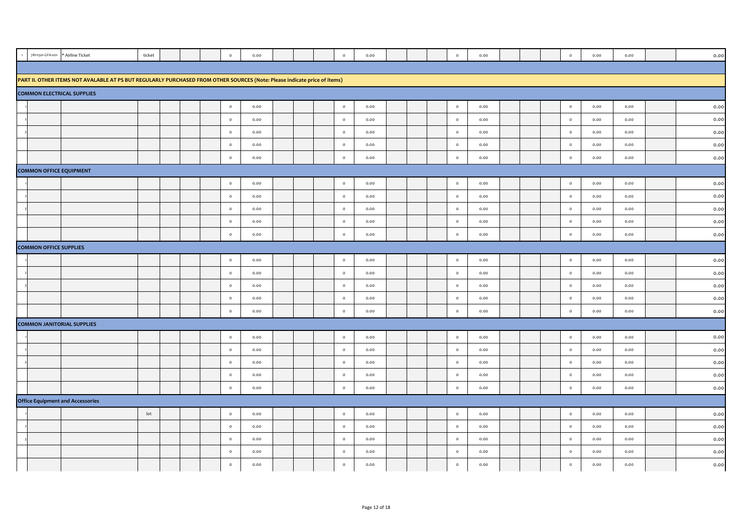| | | | | | | | | | | | | | | | | | | | | | | | | | | |
|---|---|---|---|---|---|---|---|---|---|---|---|---|---|---|---|---|---|---|---|---|---|---|---|---|---|---|
| 1 | 78111501-GFA-001 | * Airline Ticket | ticket | | | | 0 | 0.00 | | | | 0 | 0.00 | | | | 0 | 0.00 | | | | 0 | 0.00 | 0.00 | | 0.00 |
| | | | | | | | | | | | | | | | | | | | | | | | | | | |
| **PART II. OTHER ITEMS NOT AVALABLE AT PS BUT REGULARLY PURCHASED FROM OTHER SOURCES (Note: Please indicate price of items)** | | | | | | | | | | | | | | | | | | | | | | | | | | |
| **COMMON ELECTRICAL SUPPLIES** | | | | | | | | | | | | | | | | | | | | | | | | | | |
| 1 | | | | | | | 0 | 0.00 | | | | 0 | 0.00 | | | | 0 | 0.00 | | | | 0 | 0.00 | 0.00 | | 0.00 |
| 2 | | | | | | | 0 | 0.00 | | | | 0 | 0.00 | | | | 0 | 0.00 | | | | 0 | 0.00 | 0.00 | | 0.00 |
| 3 | | | | | | | 0 | 0.00 | | | | 0 | 0.00 | | | | 0 | 0.00 | | | | 0 | 0.00 | 0.00 | | 0.00 |
| | | | | | | | 0 | 0.00 | | | | 0 | 0.00 | | | | 0 | 0.00 | | | | 0 | 0.00 | 0.00 | | 0.00 |
| | | | | | | | 0 | 0.00 | | | | 0 | 0.00 | | | | 0 | 0.00 | | | | 0 | 0.00 | 0.00 | | 0.00 |
| **COMMON OFFICE EQUIPMENT** | | | | | | | | | | | | | | | | | | | | | | | | | | |
| 1 | | | | | | | 0 | 0.00 | | | | 0 | 0.00 | | | | 0 | 0.00 | | | | 0 | 0.00 | 0.00 | | 0.00 |
| 2 | | | | | | | 0 | 0.00 | | | | 0 | 0.00 | | | | 0 | 0.00 | | | | 0 | 0.00 | 0.00 | | 0.00 |
| 3 | | | | | | | 0 | 0.00 | | | | 0 | 0.00 | | | | 0 | 0.00 | | | | 0 | 0.00 | 0.00 | | 0.00 |
| | | | | | | | 0 | 0.00 | | | | 0 | 0.00 | | | | 0 | 0.00 | | | | 0 | 0.00 | 0.00 | | 0.00 |
| | | | | | | | 0 | 0.00 | | | | 0 | 0.00 | | | | 0 | 0.00 | | | | 0 | 0.00 | 0.00 | | 0.00 |
| **COMMON OFFICE SUPPLIES** | | | | | | | | | | | | | | | | | | | | | | | | | | |
| 1 | | | | | | | 0 | 0.00 | | | | 0 | 0.00 | | | | 0 | 0.00 | | | | 0 | 0.00 | 0.00 | | 0.00 |
| 2 | | | | | | | 0 | 0.00 | | | | 0 | 0.00 | | | | 0 | 0.00 | | | | 0 | 0.00 | 0.00 | | 0.00 |
| 3 | | | | | | | 0 | 0.00 | | | | 0 | 0.00 | | | | 0 | 0.00 | | | | 0 | 0.00 | 0.00 | | 0.00 |
| | | | | | | | 0 | 0.00 | | | | 0 | 0.00 | | | | 0 | 0.00 | | | | 0 | 0.00 | 0.00 | | 0.00 |
| | | | | | | | 0 | 0.00 | | | | 0 | 0.00 | | | | 0 | 0.00 | | | | 0 | 0.00 | 0.00 | | 0.00 |
| **COMMON JANITORIAL SUPPLIES** | | | | | | | | | | | | | | | | | | | | | | | | | | |
| 1 | | | | | | | 0 | 0.00 | | | | 0 | 0.00 | | | | 0 | 0.00 | | | | 0 | 0.00 | 0.00 | | 0.00 |
| 2 | | | | | | | 0 | 0.00 | | | | 0 | 0.00 | | | | 0 | 0.00 | | | | 0 | 0.00 | 0.00 | | 0.00 |
| 3 | | | | | | | 0 | 0.00 | | | | 0 | 0.00 | | | | 0 | 0.00 | | | | 0 | 0.00 | 0.00 | | 0.00 |
| | | | | | | | 0 | 0.00 | | | | 0 | 0.00 | | | | 0 | 0.00 | | | | 0 | 0.00 | 0.00 | | 0.00 |
| | | | | | | | 0 | 0.00 | | | | 0 | 0.00 | | | | 0 | 0.00 | | | | 0 | 0.00 | 0.00 | | 0.00 |
| **Office Equipment and Accessories** | | | | | | | | | | | | | | | | | | | | | | | | | | |
| 1 | | | lot | | | | 0 | 0.00 | | | | 0 | 0.00 | | | | 0 | 0.00 | | | | 0 | 0.00 | 0.00 | | 0.00 |
| 2 | | | | | | | 0 | 0.00 | | | | 0 | 0.00 | | | | 0 | 0.00 | | | | 0 | 0.00 | 0.00 | | 0.00 |
| 3 | | | | | | | 0 | 0.00 | | | | 0 | 0.00 | | | | 0 | 0.00 | | | | 0 | 0.00 | 0.00 | | 0.00 |
| | | | | | | | 0 | 0.00 | | | | 0 | 0.00 | | | | 0 | 0.00 | | | | 0 | 0.00 | 0.00 | | 0.00 |
| | | | | | | | 0 | 0.00 | | | | 0 | 0.00 | | | | 0 | 0.00 | | | | 0 | 0.00 | 0.00 | | 0.00 |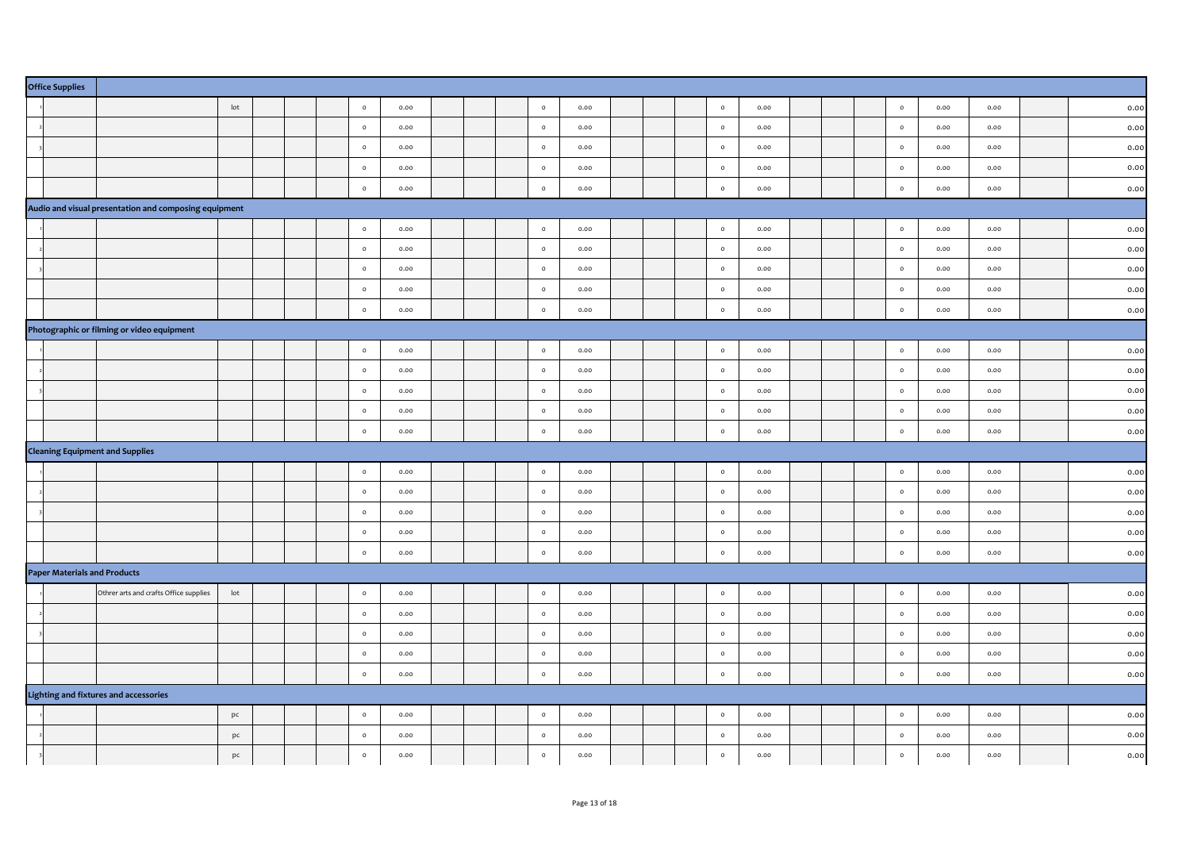| Office Supplies | | | | | | | | | | | | | | | | | | | | | | | | | | |
|---|---|---|---|---|---|---|---|---|---|---|---|---|---|---|---|---|---|---|---|---|---|---|---|---|---|---|
| 1 | | | lot | | | | 0 | 0.00 | | | | 0 | 0.00 | | | | 0 | 0.00 | | | | 0 | 0.00 | 0.00 | | 0.00 |
| 2 | | | | | | | 0 | 0.00 | | | | 0 | 0.00 | | | | 0 | 0.00 | | | | 0 | 0.00 | 0.00 | | 0.00 |
| 3 | | | | | | | 0 | 0.00 | | | | 0 | 0.00 | | | | 0 | 0.00 | | | | 0 | 0.00 | 0.00 | | 0.00 |
| | | | | | | | 0 | 0.00 | | | | 0 | 0.00 | | | | 0 | 0.00 | | | | 0 | 0.00 | 0.00 | | 0.00 |
| | | | | | | | 0 | 0.00 | | | | 0 | 0.00 | | | | 0 | 0.00 | | | | 0 | 0.00 | 0.00 | | 0.00 |
| **Audio and visual presentation and composing equipment** | | | | | | | | | | | | | | | | | | | | | | | | | | |
| 1 | | | | | | | 0 | 0.00 | | | | 0 | 0.00 | | | | 0 | 0.00 | | | | 0 | 0.00 | 0.00 | | 0.00 |
| 2 | | | | | | | 0 | 0.00 | | | | 0 | 0.00 | | | | 0 | 0.00 | | | | 0 | 0.00 | 0.00 | | 0.00 |
| 3 | | | | | | | 0 | 0.00 | | | | 0 | 0.00 | | | | 0 | 0.00 | | | | 0 | 0.00 | 0.00 | | 0.00 |
| | | | | | | | 0 | 0.00 | | | | 0 | 0.00 | | | | 0 | 0.00 | | | | 0 | 0.00 | 0.00 | | 0.00 |
| | | | | | | | 0 | 0.00 | | | | 0 | 0.00 | | | | 0 | 0.00 | | | | 0 | 0.00 | 0.00 | | 0.00 |
| **Photographic or filming or video equipment** | | | | | | | | | | | | | | | | | | | | | | | | | | |
| 1 | | | | | | | 0 | 0.00 | | | | 0 | 0.00 | | | | 0 | 0.00 | | | | 0 | 0.00 | 0.00 | | 0.00 |
| 2 | | | | | | | 0 | 0.00 | | | | 0 | 0.00 | | | | 0 | 0.00 | | | | 0 | 0.00 | 0.00 | | 0.00 |
| 3 | | | | | | | 0 | 0.00 | | | | 0 | 0.00 | | | | 0 | 0.00 | | | | 0 | 0.00 | 0.00 | | 0.00 |
| | | | | | | | 0 | 0.00 | | | | 0 | 0.00 | | | | 0 | 0.00 | | | | 0 | 0.00 | 0.00 | | 0.00 |
| | | | | | | | 0 | 0.00 | | | | 0 | 0.00 | | | | 0 | 0.00 | | | | 0 | 0.00 | 0.00 | | 0.00 |
| **Cleaning Equipment and Supplies** | | | | | | | | | | | | | | | | | | | | | | | | | | |
| 1 | | | | | | | 0 | 0.00 | | | | 0 | 0.00 | | | | 0 | 0.00 | | | | 0 | 0.00 | 0.00 | | 0.00 |
| 2 | | | | | | | 0 | 0.00 | | | | 0 | 0.00 | | | | 0 | 0.00 | | | | 0 | 0.00 | 0.00 | | 0.00 |
| 3 | | | | | | | 0 | 0.00 | | | | 0 | 0.00 | | | | 0 | 0.00 | | | | 0 | 0.00 | 0.00 | | 0.00 |
| | | | | | | | 0 | 0.00 | | | | 0 | 0.00 | | | | 0 | 0.00 | | | | 0 | 0.00 | 0.00 | | 0.00 |
| | | | | | | | 0 | 0.00 | | | | 0 | 0.00 | | | | 0 | 0.00 | | | | 0 | 0.00 | 0.00 | | 0.00 |
| **Paper Materials and Products** | | | | | | | | | | | | | | | | | | | | | | | | | | |
| 1 | | Othrer arts and crafts Office supplies | lot | | | | 0 | 0.00 | | | | 0 | 0.00 | | | | 0 | 0.00 | | | | 0 | 0.00 | 0.00 | | 0.00 |
| 2 | | | | | | | 0 | 0.00 | | | | 0 | 0.00 | | | | 0 | 0.00 | | | | 0 | 0.00 | 0.00 | | 0.00 |
| 3 | | | | | | | 0 | 0.00 | | | | 0 | 0.00 | | | | 0 | 0.00 | | | | 0 | 0.00 | 0.00 | | 0.00 |
| | | | | | | | 0 | 0.00 | | | | 0 | 0.00 | | | | 0 | 0.00 | | | | 0 | 0.00 | 0.00 | | 0.00 |
| | | | | | | | 0 | 0.00 | | | | 0 | 0.00 | | | | 0 | 0.00 | | | | 0 | 0.00 | 0.00 | | 0.00 |
| **Lighting and fixtures and accessories** | | | | | | | | | | | | | | | | | | | | | | | | | | |
| 1 | | | pc | | | | 0 | 0.00 | | | | 0 | 0.00 | | | | 0 | 0.00 | | | | 0 | 0.00 | 0.00 | | 0.00 |
| 2 | | | pc | | | | 0 | 0.00 | | | | 0 | 0.00 | | | | 0 | 0.00 | | | | 0 | 0.00 | 0.00 | | 0.00 |
| 3 | | | pc | | | | 0 | 0.00 | | | | 0 | 0.00 | | | | 0 | 0.00 | | | | 0 | 0.00 | 0.00 | | 0.00 |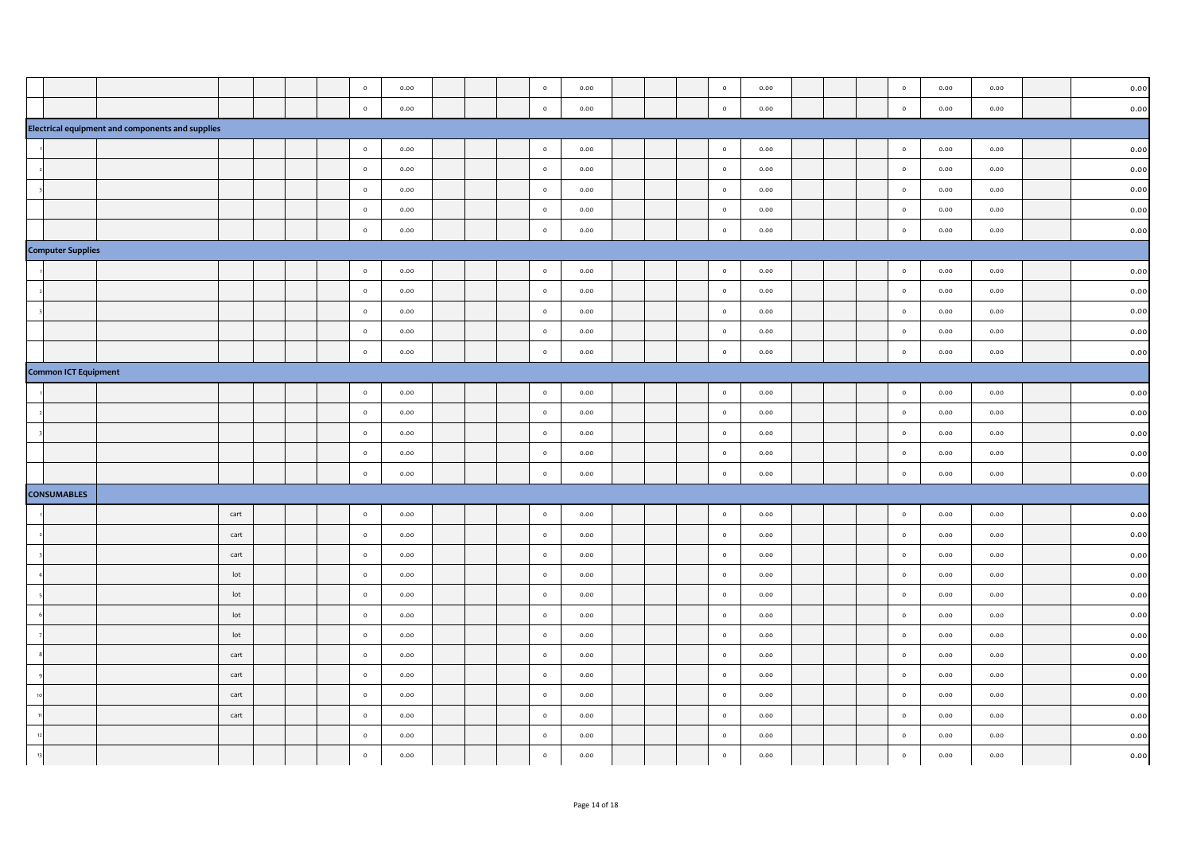| | | | | | | | | | | | | | | | | | | | | | | | | | | |
|---|---|---|---|---|---|---|---|---|---|---|---|---|---|---|---|---|---|---|---|---|---|---|---|---|---|---|
| | | | | | | | 0 | 0.00 | | | | 0 | 0.00 | | | | 0 | 0.00 | | | | 0 | 0.00 | 0.00 | | 0.00 |
| | | | | | | | 0 | 0.00 | | | | 0 | 0.00 | | | | 0 | 0.00 | | | | 0 | 0.00 | 0.00 | | 0.00 |
| **Electrical equipment and components and supplies** | | | | | | | | | | | | | | | | | | | | | | | | | | |
| 1 | | | | | | | 0 | 0.00 | | | | 0 | 0.00 | | | | 0 | 0.00 | | | | 0 | 0.00 | 0.00 | | 0.00 |
| 2 | | | | | | | 0 | 0.00 | | | | 0 | 0.00 | | | | 0 | 0.00 | | | | 0 | 0.00 | 0.00 | | 0.00 |
| 3 | | | | | | | 0 | 0.00 | | | | 0 | 0.00 | | | | 0 | 0.00 | | | | 0 | 0.00 | 0.00 | | 0.00 |
| | | | | | | | 0 | 0.00 | | | | 0 | 0.00 | | | | 0 | 0.00 | | | | 0 | 0.00 | 0.00 | | 0.00 |
| | | | | | | | 0 | 0.00 | | | | 0 | 0.00 | | | | 0 | 0.00 | | | | 0 | 0.00 | 0.00 | | 0.00 |
| **Computer Supplies** | | | | | | | | | | | | | | | | | | | | | | | | | | |
| 1 | | | | | | | 0 | 0.00 | | | | 0 | 0.00 | | | | 0 | 0.00 | | | | 0 | 0.00 | 0.00 | | 0.00 |
| 2 | | | | | | | 0 | 0.00 | | | | 0 | 0.00 | | | | 0 | 0.00 | | | | 0 | 0.00 | 0.00 | | 0.00 |
| 3 | | | | | | | 0 | 0.00 | | | | 0 | 0.00 | | | | 0 | 0.00 | | | | 0 | 0.00 | 0.00 | | 0.00 |
| | | | | | | | 0 | 0.00 | | | | 0 | 0.00 | | | | 0 | 0.00 | | | | 0 | 0.00 | 0.00 | | 0.00 |
| | | | | | | | 0 | 0.00 | | | | 0 | 0.00 | | | | 0 | 0.00 | | | | 0 | 0.00 | 0.00 | | 0.00 |
| **Common ICT Equipment** | | | | | | | | | | | | | | | | | | | | | | | | | | |
| 1 | | | | | | | 0 | 0.00 | | | | 0 | 0.00 | | | | 0 | 0.00 | | | | 0 | 0.00 | 0.00 | | 0.00 |
| 2 | | | | | | | 0 | 0.00 | | | | 0 | 0.00 | | | | 0 | 0.00 | | | | 0 | 0.00 | 0.00 | | 0.00 |
| 3 | | | | | | | 0 | 0.00 | | | | 0 | 0.00 | | | | 0 | 0.00 | | | | 0 | 0.00 | 0.00 | | 0.00 |
| | | | | | | | 0 | 0.00 | | | | 0 | 0.00 | | | | 0 | 0.00 | | | | 0 | 0.00 | 0.00 | | 0.00 |
| | | | | | | | 0 | 0.00 | | | | 0 | 0.00 | | | | 0 | 0.00 | | | | 0 | 0.00 | 0.00 | | 0.00 |
| **CONSUMABLES** | | | | | | | | | | | | | | | | | | | | | | | | | | |
| 1 | | | cart | | | | 0 | 0.00 | | | | 0 | 0.00 | | | | 0 | 0.00 | | | | 0 | 0.00 | 0.00 | | 0.00 |
| 2 | | | cart | | | | 0 | 0.00 | | | | 0 | 0.00 | | | | 0 | 0.00 | | | | 0 | 0.00 | 0.00 | | 0.00 |
| 3 | | | cart | | | | 0 | 0.00 | | | | 0 | 0.00 | | | | 0 | 0.00 | | | | 0 | 0.00 | 0.00 | | 0.00 |
| 4 | | | lot | | | | 0 | 0.00 | | | | 0 | 0.00 | | | | 0 | 0.00 | | | | 0 | 0.00 | 0.00 | | 0.00 |
| 5 | | | lot | | | | 0 | 0.00 | | | | 0 | 0.00 | | | | 0 | 0.00 | | | | 0 | 0.00 | 0.00 | | 0.00 |
| 6 | | | lot | | | | 0 | 0.00 | | | | 0 | 0.00 | | | | 0 | 0.00 | | | | 0 | 0.00 | 0.00 | | 0.00 |
| 7 | | | lot | | | | 0 | 0.00 | | | | 0 | 0.00 | | | | 0 | 0.00 | | | | 0 | 0.00 | 0.00 | | 0.00 |
| 8 | | | cart | | | | 0 | 0.00 | | | | 0 | 0.00 | | | | 0 | 0.00 | | | | 0 | 0.00 | 0.00 | | 0.00 |
| 9 | | | cart | | | | 0 | 0.00 | | | | 0 | 0.00 | | | | 0 | 0.00 | | | | 0 | 0.00 | 0.00 | | 0.00 |
| 10 | | | cart | | | | 0 | 0.00 | | | | 0 | 0.00 | | | | 0 | 0.00 | | | | 0 | 0.00 | 0.00 | | 0.00 |
| 11 | | | cart | | | | 0 | 0.00 | | | | 0 | 0.00 | | | | 0 | 0.00 | | | | 0 | 0.00 | 0.00 | | 0.00 |
| 12 | | | | | | | 0 | 0.00 | | | | 0 | 0.00 | | | | 0 | 0.00 | | | | 0 | 0.00 | 0.00 | | 0.00 |
| 13 | | | | | | | 0 | 0.00 | | | | 0 | 0.00 | | | | 0 | 0.00 | | | | 0 | 0.00 | 0.00 | | 0.00 |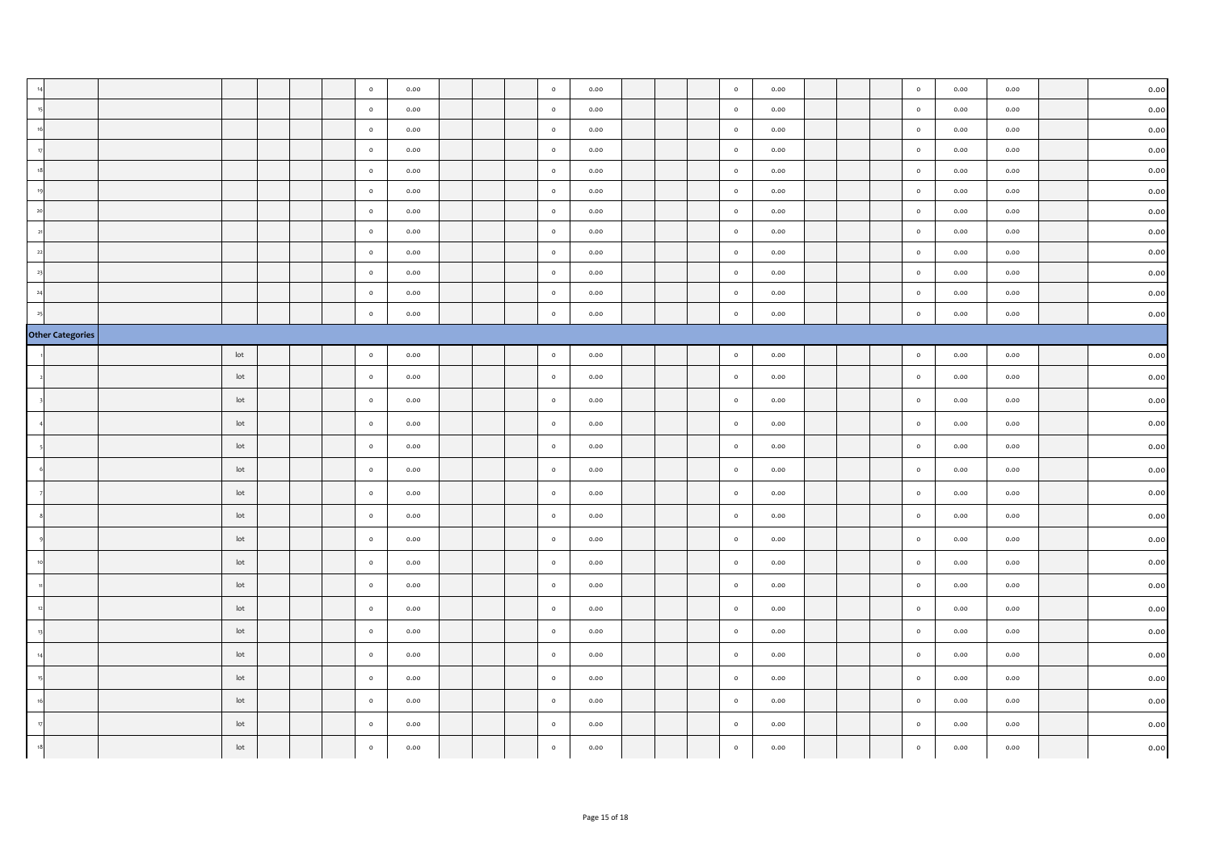| | | | | | | | | | | | | | | | | | | | | | | | | | | |
|---|---|---|---|---|---|---|---|---|---|---|---|---|---|---|---|---|---|---|---|---|---|---|---|---|---|---|
| 14 | | | | | | | 0 | 0.00 | | | | 0 | 0.00 | | | | 0 | 0.00 | | | | 0 | 0.00 | 0.00 | | 0.00 |
| 15 | | | | | | | 0 | 0.00 | | | | 0 | 0.00 | | | | 0 | 0.00 | | | | 0 | 0.00 | 0.00 | | 0.00 |
| 16 | | | | | | | 0 | 0.00 | | | | 0 | 0.00 | | | | 0 | 0.00 | | | | 0 | 0.00 | 0.00 | | 0.00 |
| 17 | | | | | | | 0 | 0.00 | | | | 0 | 0.00 | | | | 0 | 0.00 | | | | 0 | 0.00 | 0.00 | | 0.00 |
| 18 | | | | | | | 0 | 0.00 | | | | 0 | 0.00 | | | | 0 | 0.00 | | | | 0 | 0.00 | 0.00 | | 0.00 |
| 19 | | | | | | | 0 | 0.00 | | | | 0 | 0.00 | | | | 0 | 0.00 | | | | 0 | 0.00 | 0.00 | | 0.00 |
| 20 | | | | | | | 0 | 0.00 | | | | 0 | 0.00 | | | | 0 | 0.00 | | | | 0 | 0.00 | 0.00 | | 0.00 |
| 21 | | | | | | | 0 | 0.00 | | | | 0 | 0.00 | | | | 0 | 0.00 | | | | 0 | 0.00 | 0.00 | | 0.00 |
| 22 | | | | | | | 0 | 0.00 | | | | 0 | 0.00 | | | | 0 | 0.00 | | | | 0 | 0.00 | 0.00 | | 0.00 |
| 23 | | | | | | | 0 | 0.00 | | | | 0 | 0.00 | | | | 0 | 0.00 | | | | 0 | 0.00 | 0.00 | | 0.00 |
| 24 | | | | | | | 0 | 0.00 | | | | 0 | 0.00 | | | | 0 | 0.00 | | | | 0 | 0.00 | 0.00 | | 0.00 |
| 25 | | | | | | | 0 | 0.00 | | | | 0 | 0.00 | | | | 0 | 0.00 | | | | 0 | 0.00 | 0.00 | | 0.00 |
| **Other Categories** | | | | | | | | | | | | | | | | | | | | | | | | | | |
| 1 | | | lot | | | | 0 | 0.00 | | | | 0 | 0.00 | | | | 0 | 0.00 | | | | 0 | 0.00 | 0.00 | | 0.00 |
| 2 | | | lot | | | | 0 | 0.00 | | | | 0 | 0.00 | | | | 0 | 0.00 | | | | 0 | 0.00 | 0.00 | | 0.00 |
| 3 | | | lot | | | | 0 | 0.00 | | | | 0 | 0.00 | | | | 0 | 0.00 | | | | 0 | 0.00 | 0.00 | | 0.00 |
| 4 | | | lot | | | | 0 | 0.00 | | | | 0 | 0.00 | | | | 0 | 0.00 | | | | 0 | 0.00 | 0.00 | | 0.00 |
| 5 | | | lot | | | | 0 | 0.00 | | | | 0 | 0.00 | | | | 0 | 0.00 | | | | 0 | 0.00 | 0.00 | | 0.00 |
| 6 | | | lot | | | | 0 | 0.00 | | | | 0 | 0.00 | | | | 0 | 0.00 | | | | 0 | 0.00 | 0.00 | | 0.00 |
| 7 | | | lot | | | | 0 | 0.00 | | | | 0 | 0.00 | | | | 0 | 0.00 | | | | 0 | 0.00 | 0.00 | | 0.00 |
| 8 | | | lot | | | | 0 | 0.00 | | | | 0 | 0.00 | | | | 0 | 0.00 | | | | 0 | 0.00 | 0.00 | | 0.00 |
| 9 | | | lot | | | | 0 | 0.00 | | | | 0 | 0.00 | | | | 0 | 0.00 | | | | 0 | 0.00 | 0.00 | | 0.00 |
| 10 | | | lot | | | | 0 | 0.00 | | | | 0 | 0.00 | | | | 0 | 0.00 | | | | 0 | 0.00 | 0.00 | | 0.00 |
| 11 | | | lot | | | | 0 | 0.00 | | | | 0 | 0.00 | | | | 0 | 0.00 | | | | 0 | 0.00 | 0.00 | | 0.00 |
| 12 | | | lot | | | | 0 | 0.00 | | | | 0 | 0.00 | | | | 0 | 0.00 | | | | 0 | 0.00 | 0.00 | | 0.00 |
| 13 | | | lot | | | | 0 | 0.00 | | | | 0 | 0.00 | | | | 0 | 0.00 | | | | 0 | 0.00 | 0.00 | | 0.00 |
| 14 | | | lot | | | | 0 | 0.00 | | | | 0 | 0.00 | | | | 0 | 0.00 | | | | 0 | 0.00 | 0.00 | | 0.00 |
| 15 | | | lot | | | | 0 | 0.00 | | | | 0 | 0.00 | | | | 0 | 0.00 | | | | 0 | 0.00 | 0.00 | | 0.00 |
| 16 | | | lot | | | | 0 | 0.00 | | | | 0 | 0.00 | | | | 0 | 0.00 | | | | 0 | 0.00 | 0.00 | | 0.00 |
| 17 | | | lot | | | | 0 | 0.00 | | | | 0 | 0.00 | | | | 0 | 0.00 | | | | 0 | 0.00 | 0.00 | | 0.00 |
| 18 | | | lot | | | | 0 | 0.00 | | | | 0 | 0.00 | | | | 0 | 0.00 | | | | 0 | 0.00 | 0.00 | | 0.00 |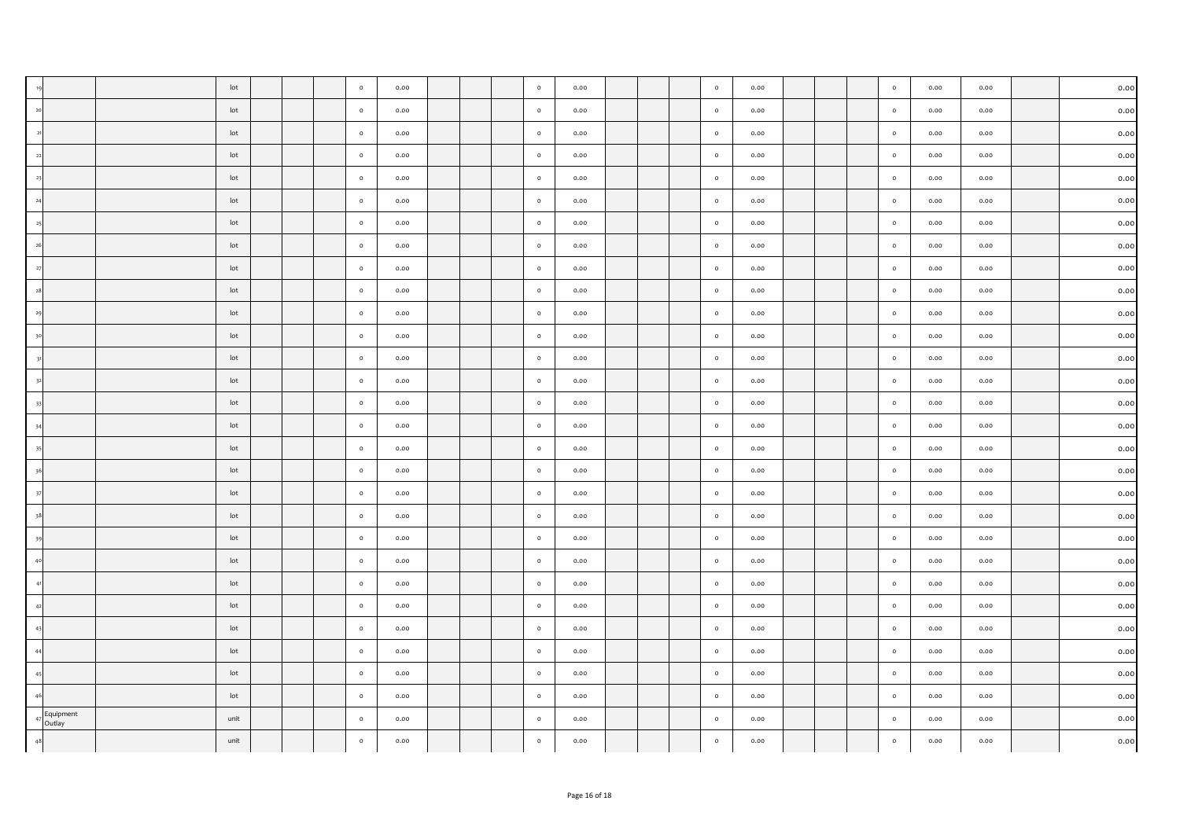| | | | | | | | | | | | | | | | | | | | | | | | | | | |
|---|---|---|---|---|---|---|---|---|---|---|---|---|---|---|---|---|---|---|---|---|---|---|---|---|---|---|
| 19 | | | lot | | | | 0 | 0.00 | | | | 0 | 0.00 | | | | 0 | 0.00 | | | | 0 | 0.00 | 0.00 | | 0.00 |
| 20 | | | lot | | | | 0 | 0.00 | | | | 0 | 0.00 | | | | 0 | 0.00 | | | | 0 | 0.00 | 0.00 | | 0.00 |
| 21 | | | lot | | | | 0 | 0.00 | | | | 0 | 0.00 | | | | 0 | 0.00 | | | | 0 | 0.00 | 0.00 | | 0.00 |
| 22 | | | lot | | | | 0 | 0.00 | | | | 0 | 0.00 | | | | 0 | 0.00 | | | | 0 | 0.00 | 0.00 | | 0.00 |
| 23 | | | lot | | | | 0 | 0.00 | | | | 0 | 0.00 | | | | 0 | 0.00 | | | | 0 | 0.00 | 0.00 | | 0.00 |
| 24 | | | lot | | | | 0 | 0.00 | | | | 0 | 0.00 | | | | 0 | 0.00 | | | | 0 | 0.00 | 0.00 | | 0.00 |
| 25 | | | lot | | | | 0 | 0.00 | | | | 0 | 0.00 | | | | 0 | 0.00 | | | | 0 | 0.00 | 0.00 | | 0.00 |
| 26 | | | lot | | | | 0 | 0.00 | | | | 0 | 0.00 | | | | 0 | 0.00 | | | | 0 | 0.00 | 0.00 | | 0.00 |
| 27 | | | lot | | | | 0 | 0.00 | | | | 0 | 0.00 | | | | 0 | 0.00 | | | | 0 | 0.00 | 0.00 | | 0.00 |
| 28 | | | lot | | | | 0 | 0.00 | | | | 0 | 0.00 | | | | 0 | 0.00 | | | | 0 | 0.00 | 0.00 | | 0.00 |
| 29 | | | lot | | | | 0 | 0.00 | | | | 0 | 0.00 | | | | 0 | 0.00 | | | | 0 | 0.00 | 0.00 | | 0.00 |
| 30 | | | lot | | | | 0 | 0.00 | | | | 0 | 0.00 | | | | 0 | 0.00 | | | | 0 | 0.00 | 0.00 | | 0.00 |
| 31 | | | lot | | | | 0 | 0.00 | | | | 0 | 0.00 | | | | 0 | 0.00 | | | | 0 | 0.00 | 0.00 | | 0.00 |
| 32 | | | lot | | | | 0 | 0.00 | | | | 0 | 0.00 | | | | 0 | 0.00 | | | | 0 | 0.00 | 0.00 | | 0.00 |
| 33 | | | lot | | | | 0 | 0.00 | | | | 0 | 0.00 | | | | 0 | 0.00 | | | | 0 | 0.00 | 0.00 | | 0.00 |
| 34 | | | lot | | | | 0 | 0.00 | | | | 0 | 0.00 | | | | 0 | 0.00 | | | | 0 | 0.00 | 0.00 | | 0.00 |
| 35 | | | lot | | | | 0 | 0.00 | | | | 0 | 0.00 | | | | 0 | 0.00 | | | | 0 | 0.00 | 0.00 | | 0.00 |
| 36 | | | lot | | | | 0 | 0.00 | | | | 0 | 0.00 | | | | 0 | 0.00 | | | | 0 | 0.00 | 0.00 | | 0.00 |
| 37 | | | lot | | | | 0 | 0.00 | | | | 0 | 0.00 | | | | 0 | 0.00 | | | | 0 | 0.00 | 0.00 | | 0.00 |
| 38 | | | lot | | | | 0 | 0.00 | | | | 0 | 0.00 | | | | 0 | 0.00 | | | | 0 | 0.00 | 0.00 | | 0.00 |
| 39 | | | lot | | | | 0 | 0.00 | | | | 0 | 0.00 | | | | 0 | 0.00 | | | | 0 | 0.00 | 0.00 | | 0.00 |
| 40 | | | lot | | | | 0 | 0.00 | | | | 0 | 0.00 | | | | 0 | 0.00 | | | | 0 | 0.00 | 0.00 | | 0.00 |
| 41 | | | lot | | | | 0 | 0.00 | | | | 0 | 0.00 | | | | 0 | 0.00 | | | | 0 | 0.00 | 0.00 | | 0.00 |
| 42 | | | lot | | | | 0 | 0.00 | | | | 0 | 0.00 | | | | 0 | 0.00 | | | | 0 | 0.00 | 0.00 | | 0.00 |
| 43 | | | lot | | | | 0 | 0.00 | | | | 0 | 0.00 | | | | 0 | 0.00 | | | | 0 | 0.00 | 0.00 | | 0.00 |
| 44 | | | lot | | | | 0 | 0.00 | | | | 0 | 0.00 | | | | 0 | 0.00 | | | | 0 | 0.00 | 0.00 | | 0.00 |
| 45 | | | lot | | | | 0 | 0.00 | | | | 0 | 0.00 | | | | 0 | 0.00 | | | | 0 | 0.00 | 0.00 | | 0.00 |
| 46 | | | lot | | | | 0 | 0.00 | | | | 0 | 0.00 | | | | 0 | 0.00 | | | | 0 | 0.00 | 0.00 | | 0.00 |
| 47 | Equipment Outlay | | unit | | | | 0 | 0.00 | | | | 0 | 0.00 | | | | 0 | 0.00 | | | | 0 | 0.00 | 0.00 | | 0.00 |
| 48 | | | unit | | | | 0 | 0.00 | | | | 0 | 0.00 | | | | 0 | 0.00 | | | | 0 | 0.00 | 0.00 | | 0.00 |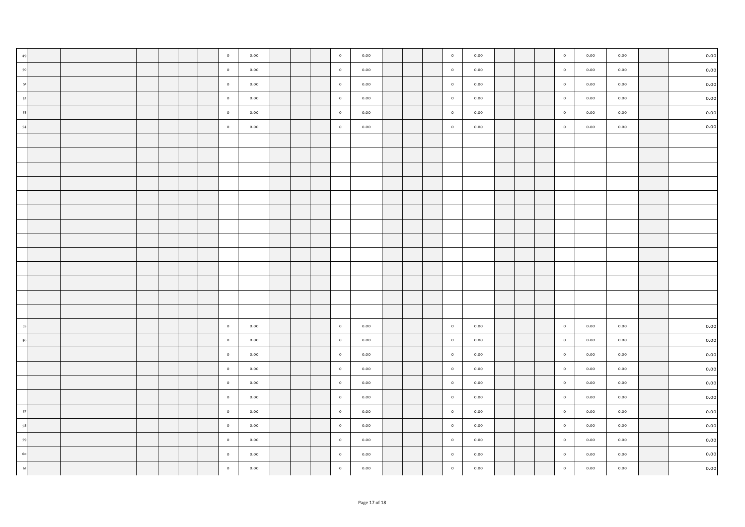| | | | | | | | | | | | | | | | | | | | | | | | | | | |
|---|---|---|---|---|---|---|---|---|---|---|---|---|---|---|---|---|---|---|---|---|---|---|---|---|---|---|
| 49 | | | | | | | 0 | 0.00 | | | | 0 | 0.00 | | | | 0 | 0.00 | | | | 0 | 0.00 | 0.00 | | 0.00 |
| 50 | | | | | | | 0 | 0.00 | | | | 0 | 0.00 | | | | 0 | 0.00 | | | | 0 | 0.00 | 0.00 | | 0.00 |
| 51 | | | | | | | 0 | 0.00 | | | | 0 | 0.00 | | | | 0 | 0.00 | | | | 0 | 0.00 | 0.00 | | 0.00 |
| 52 | | | | | | | 0 | 0.00 | | | | 0 | 0.00 | | | | 0 | 0.00 | | | | 0 | 0.00 | 0.00 | | 0.00 |
| 53 | | | | | | | 0 | 0.00 | | | | 0 | 0.00 | | | | 0 | 0.00 | | | | 0 | 0.00 | 0.00 | | 0.00 |
| 54 | | | | | | | 0 | 0.00 | | | | 0 | 0.00 | | | | 0 | 0.00 | | | | 0 | 0.00 | 0.00 | | 0.00 |
| | | | | | | | | | | | | | | | | | | | | | | | | | | |
| | | | | | | | | | | | | | | | | | | | | | | | | | | |
| | | | | | | | | | | | | | | | | | | | | | | | | | | |
| | | | | | | | | | | | | | | | | | | | | | | | | | | |
| | | | | | | | | | | | | | | | | | | | | | | | | | | |
| | | | | | | | | | | | | | | | | | | | | | | | | | | |
| | | | | | | | | | | | | | | | | | | | | | | | | | | |
| | | | | | | | | | | | | | | | | | | | | | | | | | | |
| | | | | | | | | | | | | | | | | | | | | | | | | | | |
| | | | | | | | | | | | | | | | | | | | | | | | | | | |
| | | | | | | | | | | | | | | | | | | | | | | | | | | |
| | | | | | | | | | | | | | | | | | | | | | | | | | | |
| | | | | | | | | | | | | | | | | | | | | | | | | | | |
| 55 | | | | | | | 0 | 0.00 | | | | 0 | 0.00 | | | | 0 | 0.00 | | | | 0 | 0.00 | 0.00 | | 0.00 |
| 56 | | | | | | | 0 | 0.00 | | | | 0 | 0.00 | | | | 0 | 0.00 | | | | 0 | 0.00 | 0.00 | | 0.00 |
| | | | | | | | 0 | 0.00 | | | | 0 | 0.00 | | | | 0 | 0.00 | | | | 0 | 0.00 | 0.00 | | 0.00 |
| | | | | | | | 0 | 0.00 | | | | 0 | 0.00 | | | | 0 | 0.00 | | | | 0 | 0.00 | 0.00 | | 0.00 |
| | | | | | | | 0 | 0.00 | | | | 0 | 0.00 | | | | 0 | 0.00 | | | | 0 | 0.00 | 0.00 | | 0.00 |
| | | | | | | | 0 | 0.00 | | | | 0 | 0.00 | | | | 0 | 0.00 | | | | 0 | 0.00 | 0.00 | | 0.00 |
| 57 | | | | | | | 0 | 0.00 | | | | 0 | 0.00 | | | | 0 | 0.00 | | | | 0 | 0.00 | 0.00 | | 0.00 |
| 58 | | | | | | | 0 | 0.00 | | | | 0 | 0.00 | | | | 0 | 0.00 | | | | 0 | 0.00 | 0.00 | | 0.00 |
| 59 | | | | | | | 0 | 0.00 | | | | 0 | 0.00 | | | | 0 | 0.00 | | | | 0 | 0.00 | 0.00 | | 0.00 |
| 60 | | | | | | | 0 | 0.00 | | | | 0 | 0.00 | | | | 0 | 0.00 | | | | 0 | 0.00 | 0.00 | | 0.00 |
| 61 | | | | | | | 0 | 0.00 | | | | 0 | 0.00 | | | | 0 | 0.00 | | | | 0 | 0.00 | 0.00 | | 0.00 |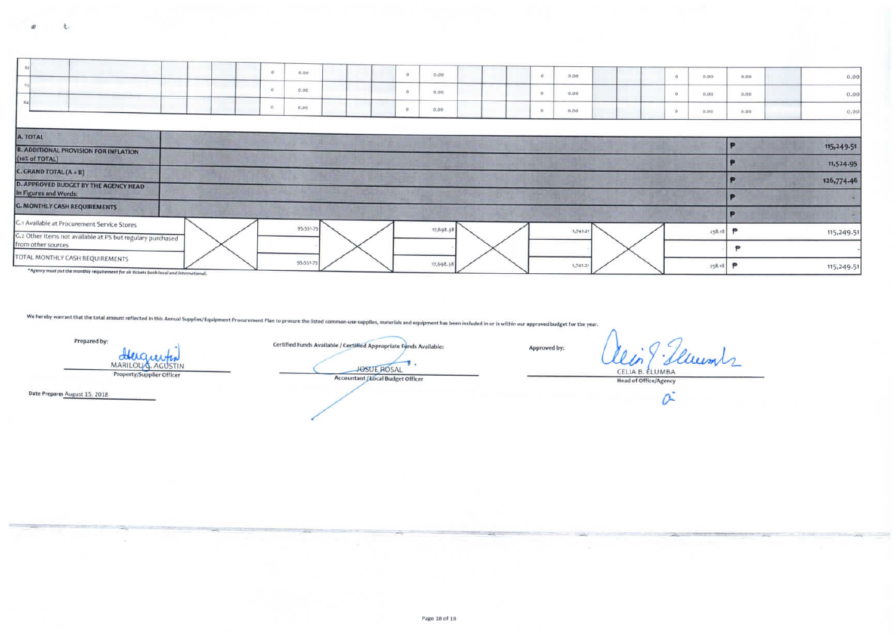| | | | | | | | | | | | | | | | | | | | | | | | |
|---|---|---|---|---|---|---|---|---|---|---|---|---|---|---|---|---|---|---|---|---|---|---|---|
| 82 | | | | | | 0 | 0.00 | | | | 0 | 0.00 | | | | 0 | 0.00 | | | | 0 | 0.00 | 0.00 | | 0.00 |
| 83 | | | | | | 0 | 0.00 | | | | 0 | 0.00 | | | | 0 | 0.00 | | | | 0 | 0.00 | 0.00 | | 0.00 |
| 84 | | | | | | 0 | 0.00 | | | | 0 | 0.00 | | | | 0 | 0.00 | | | | 0 | 0.00 | 0.00 | | 0.00 |

| | | | | | | | | | | |
|---|---|---|---|---|---|---|---|---|---|---|
| A. TOTAL | | | | | | | | | ₱ | 115,249.51 |
| B. ADDITIONAL PROVISION FOR INFLATION (10% of TOTAL) | | | | | | | | | ₱ | 11,524.95 |
| C. GRAND TOTAL (A + B) | | | | | | | | | ₱ | 126,774.46 |
| D. APPROVED BUDGET BY THE AGENCY HEAD In Figures and Words: | | | | | | | | | ₱ | - |
| G. MONTHLY CASH REQUIREMENTS | | | | | | | | | ₱ | - |
| G.1 Available at Procurement Service Stores | | 95,551.75 | | 17,698.38 | | 1,741.21 | | 258.18 | ₱ | 115,249.51 |
| G.2 Other items not available at PS but regulary purchased from other sources | | - | | - | | - | | - | ₱ | - |
| TOTAL MONTHLY CASH REQUIREMENTS | | 95,551.75 | | 17,698.38 | | 1,741.21 | | 258.18 | ₱ | 115,249.51 |

*Agency must put the monthly requirement for air tickets both local and international.

We hereby warrant that the total amount reflected in this Annual Supplies/Equipment Procurement Plan to procure the listed common-use supplies, materials and equipment has been included in or is within our approved budget for the year.

Prepared by:

MARILOU G. AGUSTIN
Property/Supplier Officer

Certified Funds Available / Certified Appropriate Funds Available:

JOSUE ROSAL
Accountant /Local Budget Officer

Approved by:

CELIA B. ELUMBA
Head of Office/Agency

Date Prepared: August 15, 2018